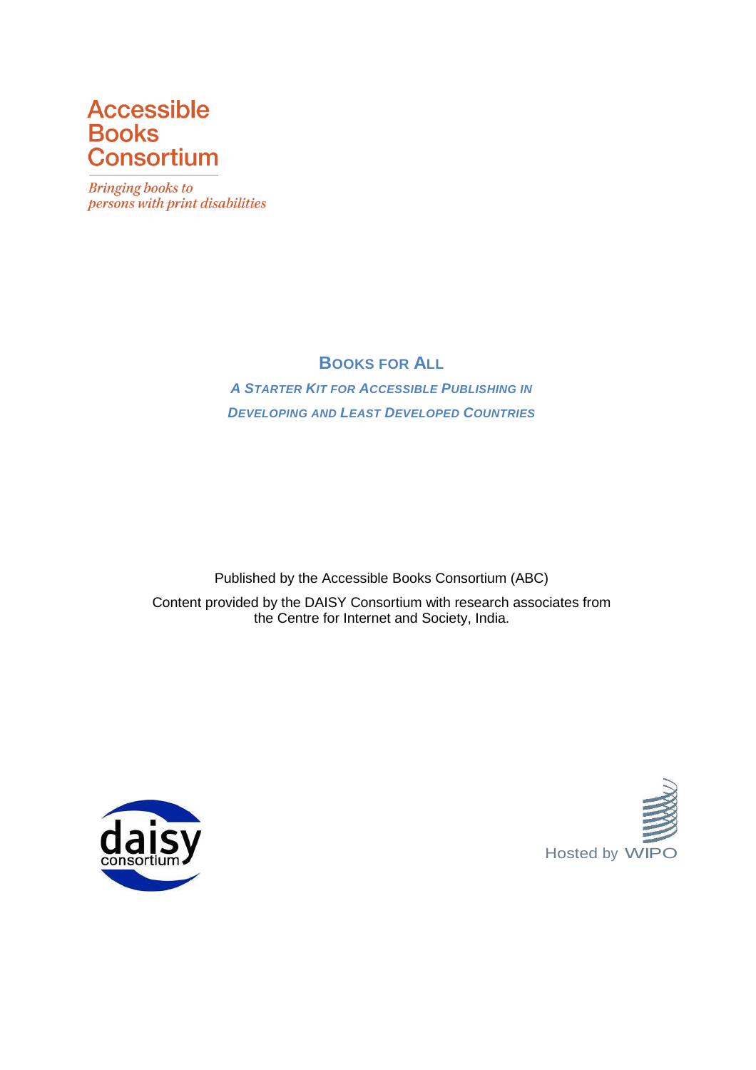Accessible Books Consortium

*Bringing books to persons with print disabilities*

# BOOKS FOR ALL

## *A STARTER KIT FOR ACCESSIBLE PUBLISHING IN DEVELOPING AND LEAST DEVELOPED COUNTRIES*

Published by the Accessible Books Consortium (ABC)

Content provided by the DAISY Consortium with research associates from the Centre for Internet and Society, India.

daisy consortium

Hosted by WIPO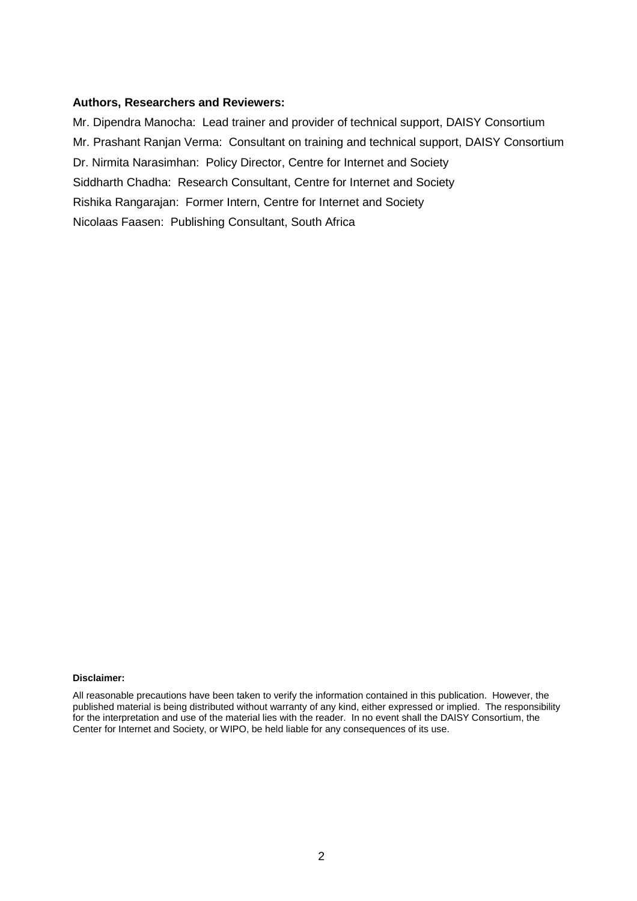**Authors, Researchers and Reviewers:**

Mr. Dipendra Manocha: Lead trainer and provider of technical support, DAISY Consortium

Mr. Prashant Ranjan Verma: Consultant on training and technical support, DAISY Consortium

Dr. Nirmita Narasimhan: Policy Director, Centre for Internet and Society

Siddharth Chadha: Research Consultant, Centre for Internet and Society

Rishika Rangarajan: Former Intern, Centre for Internet and Society

Nicolaas Faasen: Publishing Consultant, South Africa

**Disclaimer:**

All reasonable precautions have been taken to verify the information contained in this publication. However, the published material is being distributed without warranty of any kind, either expressed or implied. The responsibility for the interpretation and use of the material lies with the reader. In no event shall the DAISY Consortium, the Center for Internet and Society, or WIPO, be held liable for any consequences of its use.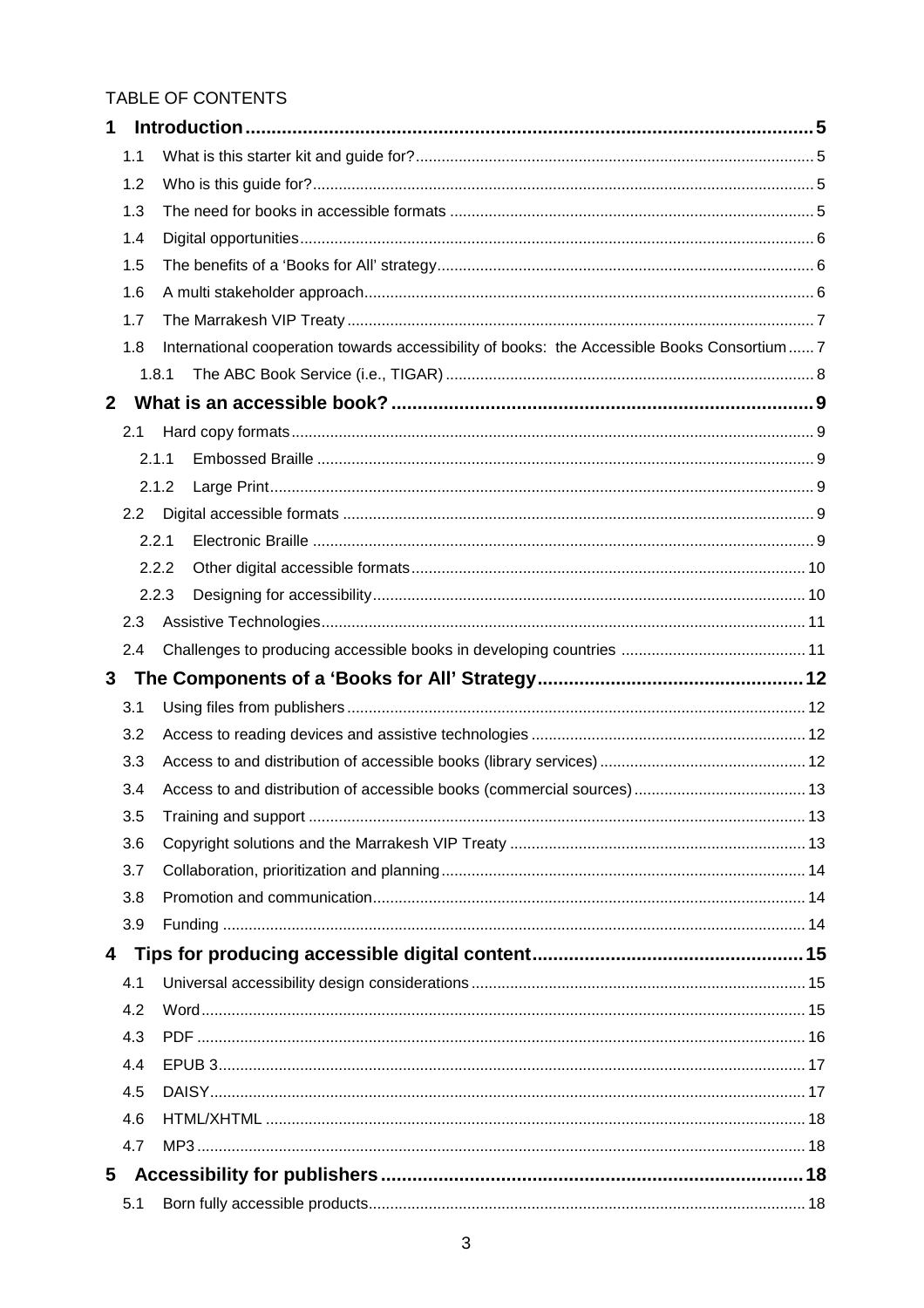TABLE OF CONTENTS

1 Introduction ... 5
- 1.1 What is this starter kit and guide for? ... 5
- 1.2 Who is this guide for? ... 5
- 1.3 The need for books in accessible formats ... 5
- 1.4 Digital opportunities ... 6
- 1.5 The benefits of a 'Books for All' strategy ... 6
- 1.6 A multi stakeholder approach ... 6
- 1.7 The Marrakesh VIP Treaty ... 7
- 1.8 International cooperation towards accessibility of books: the Accessible Books Consortium ... 7
  - 1.8.1 The ABC Book Service (i.e., TIGAR) ... 8

2 What is an accessible book? ... 9
- 2.1 Hard copy formats ... 9
  - 2.1.1 Embossed Braille ... 9
  - 2.1.2 Large Print ... 9
- 2.2 Digital accessible formats ... 9
  - 2.2.1 Electronic Braille ... 9
  - 2.2.2 Other digital accessible formats ... 10
  - 2.2.3 Designing for accessibility ... 10
- 2.3 Assistive Technologies ... 11
- 2.4 Challenges to producing accessible books in developing countries ... 11

3 The Components of a 'Books for All' Strategy ... 12
- 3.1 Using files from publishers ... 12
- 3.2 Access to reading devices and assistive technologies ... 12
- 3.3 Access to and distribution of accessible books (library services) ... 12
- 3.4 Access to and distribution of accessible books (commercial sources) ... 13
- 3.5 Training and support ... 13
- 3.6 Copyright solutions and the Marrakesh VIP Treaty ... 13
- 3.7 Collaboration, prioritization and planning ... 14
- 3.8 Promotion and communication ... 14
- 3.9 Funding ... 14

4 Tips for producing accessible digital content ... 15
- 4.1 Universal accessibility design considerations ... 15
- 4.2 Word ... 15
- 4.3 PDF ... 16
- 4.4 EPUB 3 ... 17
- 4.5 DAISY ... 17
- 4.6 HTML/XHTML ... 18
- 4.7 MP3 ... 18

5 Accessibility for publishers ... 18
- 5.1 Born fully accessible products ... 18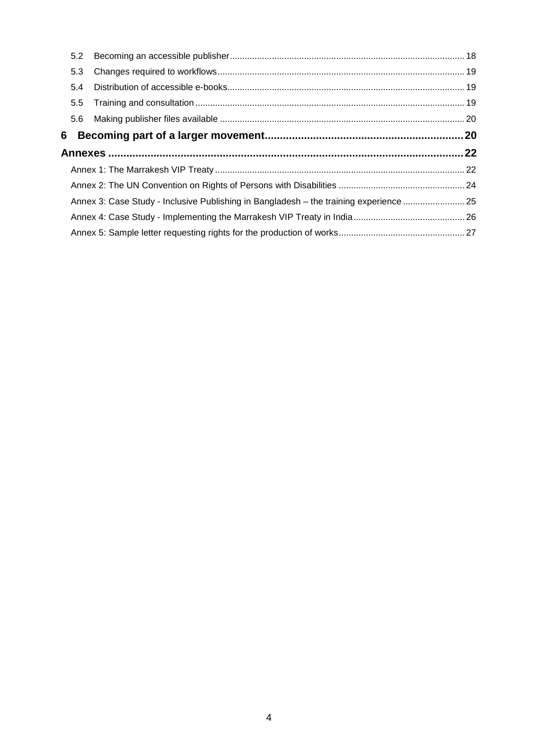5.2 Becoming an accessible publisher ..... 18

5.3 Changes required to workflows ..... 19

5.4 Distribution of accessible e-books ..... 19

5.5 Training and consultation ..... 19

5.6 Making publisher files available ..... 20

**6 Becoming part of a larger movement ..... 20**

**Annexes ..... 22**

Annex 1: The Marrakesh VIP Treaty ..... 22

Annex 2: The UN Convention on Rights of Persons with Disabilities ..... 24

Annex 3: Case Study - Inclusive Publishing in Bangladesh – the training experience ..... 25

Annex 4: Case Study - Implementing the Marrakesh VIP Treaty in India ..... 26

Annex 5: Sample letter requesting rights for the production of works ..... 27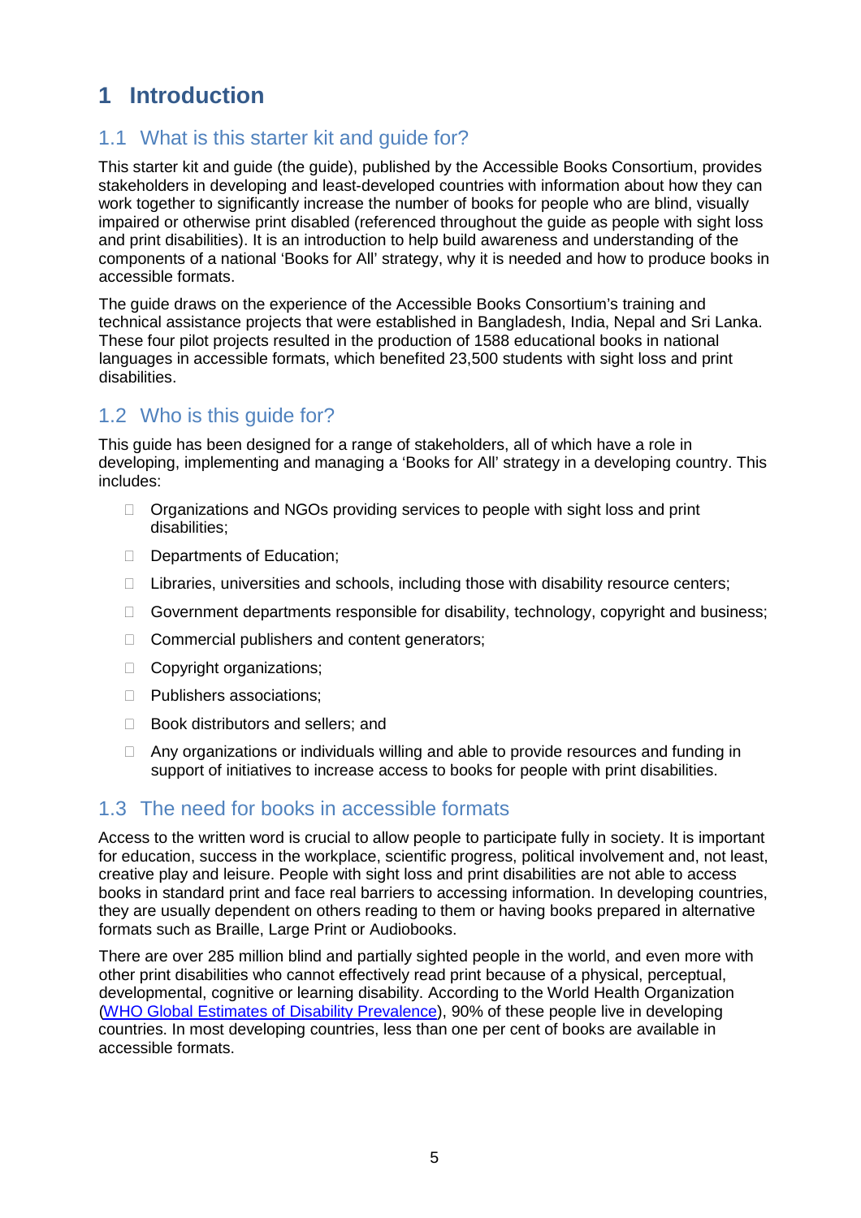# 1 Introduction

## 1.1 What is this starter kit and guide for?

This starter kit and guide (the guide), published by the Accessible Books Consortium, provides stakeholders in developing and least-developed countries with information about how they can work together to significantly increase the number of books for people who are blind, visually impaired or otherwise print disabled (referenced throughout the guide as people with sight loss and print disabilities). It is an introduction to help build awareness and understanding of the components of a national 'Books for All' strategy, why it is needed and how to produce books in accessible formats.

The guide draws on the experience of the Accessible Books Consortium's training and technical assistance projects that were established in Bangladesh, India, Nepal and Sri Lanka. These four pilot projects resulted in the production of 1588 educational books in national languages in accessible formats, which benefited 23,500 students with sight loss and print disabilities.

## 1.2 Who is this guide for?

This guide has been designed for a range of stakeholders, all of which have a role in developing, implementing and managing a 'Books for All' strategy in a developing country. This includes:

- Organizations and NGOs providing services to people with sight loss and print disabilities;
- Departments of Education;
- Libraries, universities and schools, including those with disability resource centers;
- Government departments responsible for disability, technology, copyright and business;
- Commercial publishers and content generators;
- Copyright organizations;
- Publishers associations;
- Book distributors and sellers; and
- Any organizations or individuals willing and able to provide resources and funding in support of initiatives to increase access to books for people with print disabilities.

## 1.3 The need for books in accessible formats

Access to the written word is crucial to allow people to participate fully in society. It is important for education, success in the workplace, scientific progress, political involvement and, not least, creative play and leisure. People with sight loss and print disabilities are not able to access books in standard print and face real barriers to accessing information. In developing countries, they are usually dependent on others reading to them or having books prepared in alternative formats such as Braille, Large Print or Audiobooks.

There are over 285 million blind and partially sighted people in the world, and even more with other print disabilities who cannot effectively read print because of a physical, perceptual, developmental, cognitive or learning disability. According to the World Health Organization (WHO Global Estimates of Disability Prevalence), 90% of these people live in developing countries. In most developing countries, less than one per cent of books are available in accessible formats.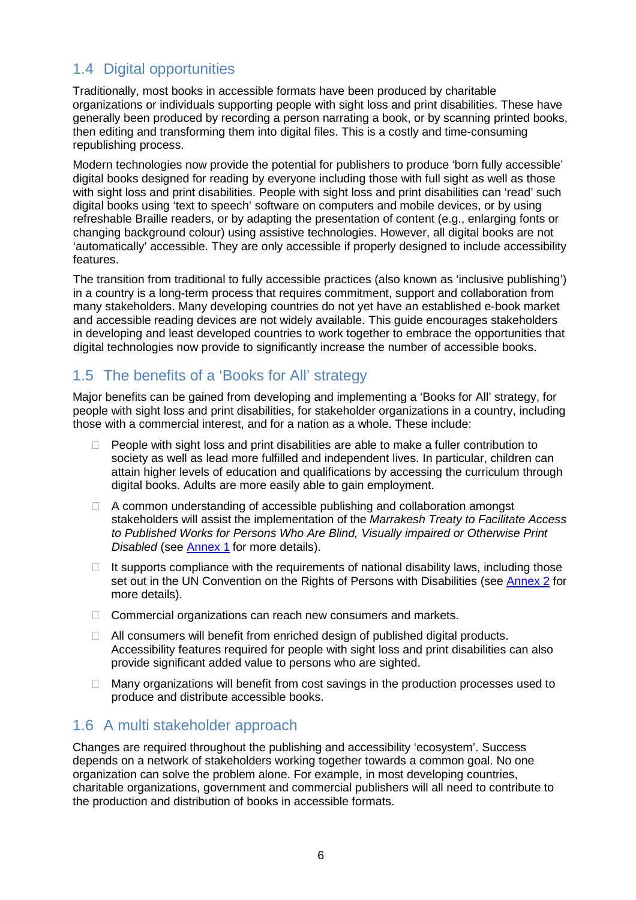## 1.4 Digital opportunities

Traditionally, most books in accessible formats have been produced by charitable organizations or individuals supporting people with sight loss and print disabilities. These have generally been produced by recording a person narrating a book, or by scanning printed books, then editing and transforming them into digital files. This is a costly and time-consuming republishing process.

Modern technologies now provide the potential for publishers to produce 'born fully accessible' digital books designed for reading by everyone including those with full sight as well as those with sight loss and print disabilities. People with sight loss and print disabilities can 'read' such digital books using 'text to speech' software on computers and mobile devices, or by using refreshable Braille readers, or by adapting the presentation of content (e.g., enlarging fonts or changing background colour) using assistive technologies. However, all digital books are not 'automatically' accessible. They are only accessible if properly designed to include accessibility features.

The transition from traditional to fully accessible practices (also known as 'inclusive publishing') in a country is a long-term process that requires commitment, support and collaboration from many stakeholders. Many developing countries do not yet have an established e-book market and accessible reading devices are not widely available. This guide encourages stakeholders in developing and least developed countries to work together to embrace the opportunities that digital technologies now provide to significantly increase the number of accessible books.

## 1.5 The benefits of a 'Books for All' strategy

Major benefits can be gained from developing and implementing a 'Books for All' strategy, for people with sight loss and print disabilities, for stakeholder organizations in a country, including those with a commercial interest, and for a nation as a whole. These include:

- People with sight loss and print disabilities are able to make a fuller contribution to society as well as lead more fulfilled and independent lives. In particular, children can attain higher levels of education and qualifications by accessing the curriculum through digital books. Adults are more easily able to gain employment.
- A common understanding of accessible publishing and collaboration amongst stakeholders will assist the implementation of the *Marrakesh Treaty to Facilitate Access to Published Works for Persons Who Are Blind, Visually impaired or Otherwise Print Disabled* (see Annex 1 for more details).
- It supports compliance with the requirements of national disability laws, including those set out in the UN Convention on the Rights of Persons with Disabilities (see Annex 2 for more details).
- Commercial organizations can reach new consumers and markets.
- All consumers will benefit from enriched design of published digital products. Accessibility features required for people with sight loss and print disabilities can also provide significant added value to persons who are sighted.
- Many organizations will benefit from cost savings in the production processes used to produce and distribute accessible books.

## 1.6 A multi stakeholder approach

Changes are required throughout the publishing and accessibility 'ecosystem'. Success depends on a network of stakeholders working together towards a common goal. No one organization can solve the problem alone. For example, in most developing countries, charitable organizations, government and commercial publishers will all need to contribute to the production and distribution of books in accessible formats.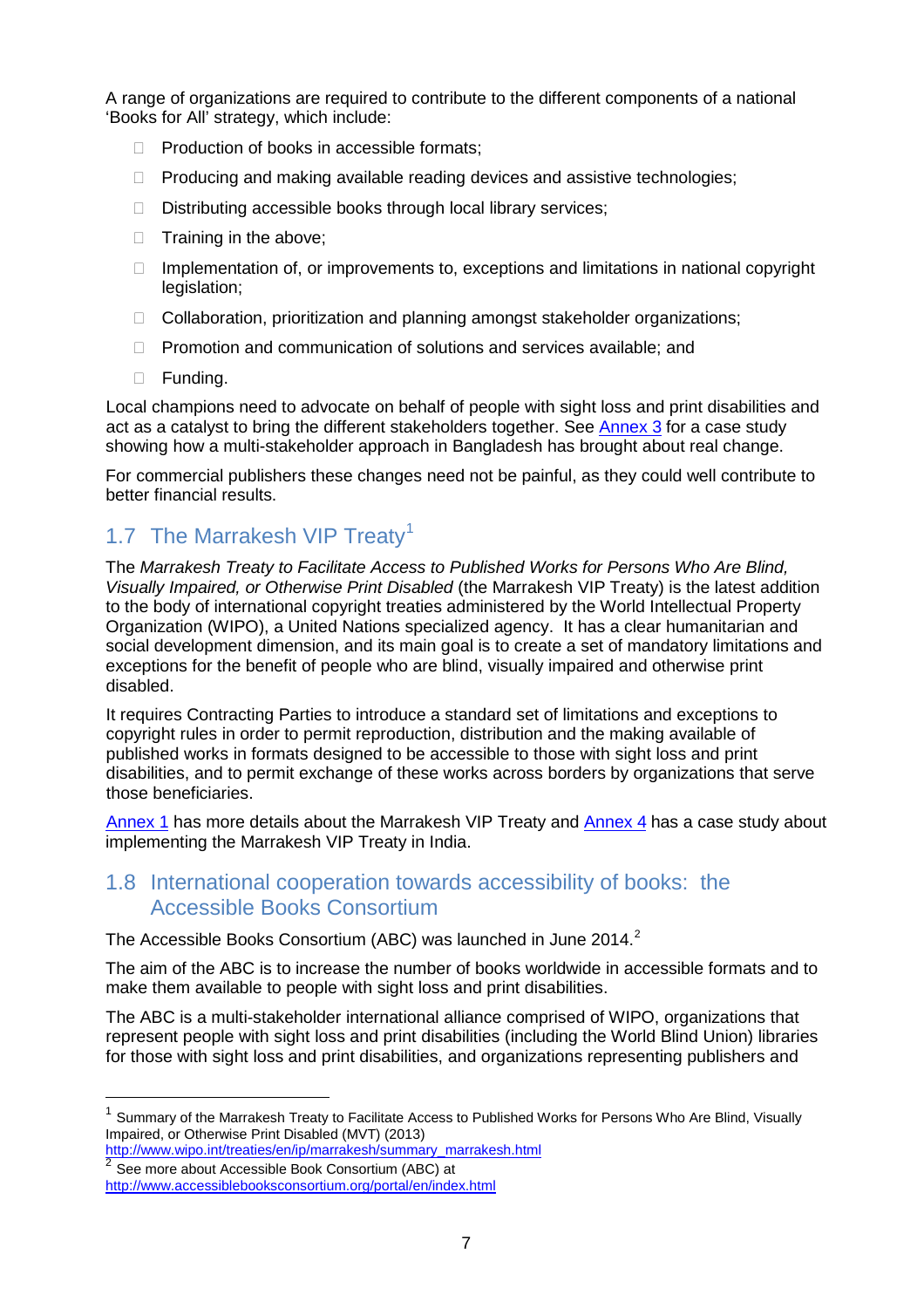A range of organizations are required to contribute to the different components of a national 'Books for All' strategy, which include:

- Production of books in accessible formats;
- Producing and making available reading devices and assistive technologies;
- Distributing accessible books through local library services;
- Training in the above;
- Implementation of, or improvements to, exceptions and limitations in national copyright legislation;
- Collaboration, prioritization and planning amongst stakeholder organizations;
- Promotion and communication of solutions and services available; and
- Funding.

Local champions need to advocate on behalf of people with sight loss and print disabilities and act as a catalyst to bring the different stakeholders together. See Annex 3 for a case study showing how a multi-stakeholder approach in Bangladesh has brought about real change.

For commercial publishers these changes need not be painful, as they could well contribute to better financial results.

## 1.7 The Marrakesh VIP Treaty[1]

The *Marrakesh Treaty to Facilitate Access to Published Works for Persons Who Are Blind, Visually Impaired, or Otherwise Print Disabled* (the Marrakesh VIP Treaty) is the latest addition to the body of international copyright treaties administered by the World Intellectual Property Organization (WIPO), a United Nations specialized agency. It has a clear humanitarian and social development dimension, and its main goal is to create a set of mandatory limitations and exceptions for the benefit of people who are blind, visually impaired and otherwise print disabled.

It requires Contracting Parties to introduce a standard set of limitations and exceptions to copyright rules in order to permit reproduction, distribution and the making available of published works in formats designed to be accessible to those with sight loss and print disabilities, and to permit exchange of these works across borders by organizations that serve those beneficiaries.

Annex 1 has more details about the Marrakesh VIP Treaty and Annex 4 has a case study about implementing the Marrakesh VIP Treaty in India.

## 1.8 International cooperation towards accessibility of books: the Accessible Books Consortium

The Accessible Books Consortium (ABC) was launched in June 2014.[2]

The aim of the ABC is to increase the number of books worldwide in accessible formats and to make them available to people with sight loss and print disabilities.

The ABC is a multi-stakeholder international alliance comprised of WIPO, organizations that represent people with sight loss and print disabilities (including the World Blind Union) libraries for those with sight loss and print disabilities, and organizations representing publishers and

---

[1] Summary of the Marrakesh Treaty to Facilitate Access to Published Works for Persons Who Are Blind, Visually Impaired, or Otherwise Print Disabled (MVT) (2013) http://www.wipo.int/treaties/en/ip/marrakesh/summary_marrakesh.html

[2] See more about Accessible Book Consortium (ABC) at http://www.accessiblebooksconsortium.org/portal/en/index.html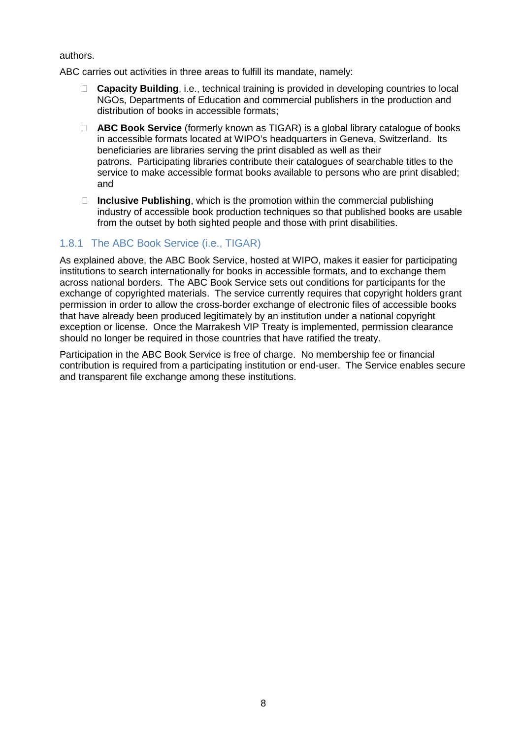authors.

ABC carries out activities in three areas to fulfill its mandate, namely:

- **Capacity Building**, i.e., technical training is provided in developing countries to local NGOs, Departments of Education and commercial publishers in the production and distribution of books in accessible formats;
- **ABC Book Service** (formerly known as TIGAR) is a global library catalogue of books in accessible formats located at WIPO's headquarters in Geneva, Switzerland. Its beneficiaries are libraries serving the print disabled as well as their patrons. Participating libraries contribute their catalogues of searchable titles to the service to make accessible format books available to persons who are print disabled; and
- **Inclusive Publishing**, which is the promotion within the commercial publishing industry of accessible book production techniques so that published books are usable from the outset by both sighted people and those with print disabilities.

### 1.8.1 The ABC Book Service (i.e., TIGAR)

As explained above, the ABC Book Service, hosted at WIPO, makes it easier for participating institutions to search internationally for books in accessible formats, and to exchange them across national borders. The ABC Book Service sets out conditions for participants for the exchange of copyrighted materials. The service currently requires that copyright holders grant permission in order to allow the cross-border exchange of electronic files of accessible books that have already been produced legitimately by an institution under a national copyright exception or license. Once the Marrakesh VIP Treaty is implemented, permission clearance should no longer be required in those countries that have ratified the treaty.

Participation in the ABC Book Service is free of charge. No membership fee or financial contribution is required from a participating institution or end-user. The Service enables secure and transparent file exchange among these institutions.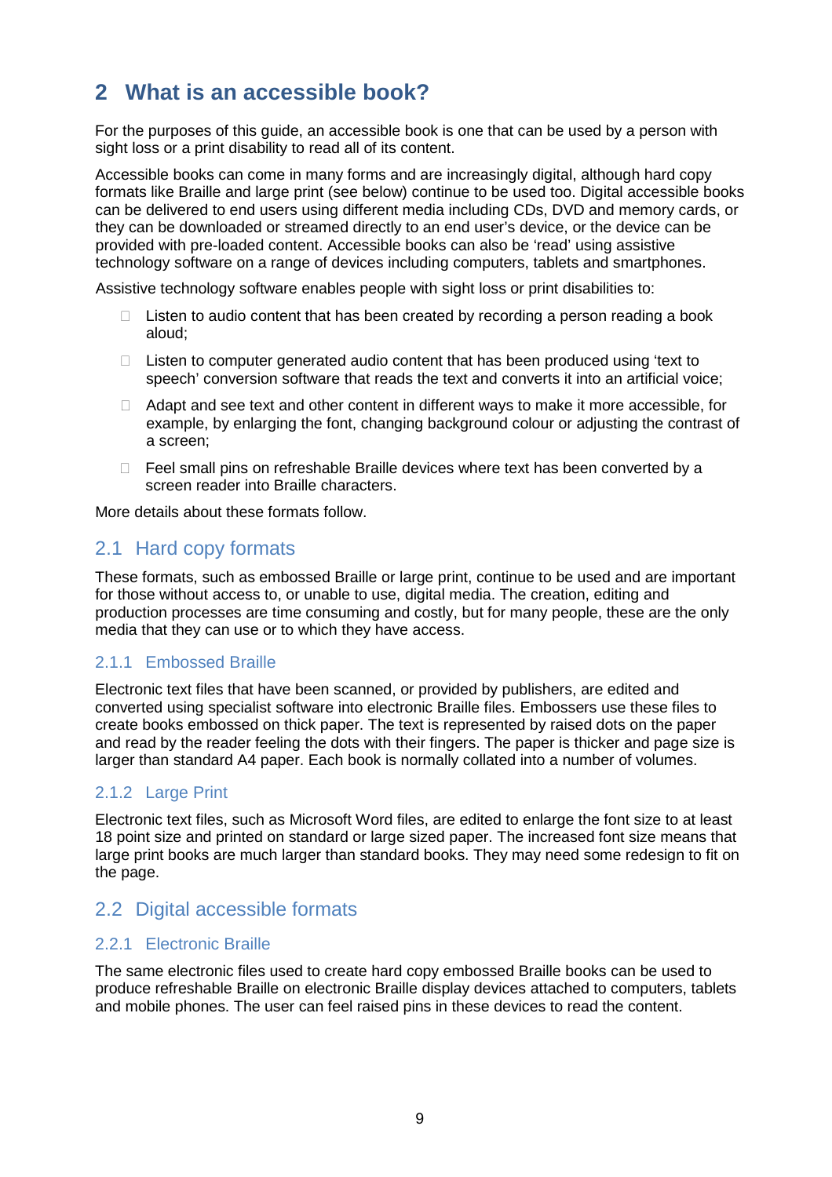# 2 What is an accessible book?

For the purposes of this guide, an accessible book is one that can be used by a person with sight loss or a print disability to read all of its content.

Accessible books can come in many forms and are increasingly digital, although hard copy formats like Braille and large print (see below) continue to be used too. Digital accessible books can be delivered to end users using different media including CDs, DVD and memory cards, or they can be downloaded or streamed directly to an end user's device, or the device can be provided with pre-loaded content. Accessible books can also be 'read' using assistive technology software on a range of devices including computers, tablets and smartphones.

Assistive technology software enables people with sight loss or print disabilities to:

- Listen to audio content that has been created by recording a person reading a book aloud;
- Listen to computer generated audio content that has been produced using 'text to speech' conversion software that reads the text and converts it into an artificial voice;
- Adapt and see text and other content in different ways to make it more accessible, for example, by enlarging the font, changing background colour or adjusting the contrast of a screen;
- Feel small pins on refreshable Braille devices where text has been converted by a screen reader into Braille characters.

More details about these formats follow.

## 2.1 Hard copy formats

These formats, such as embossed Braille or large print, continue to be used and are important for those without access to, or unable to use, digital media. The creation, editing and production processes are time consuming and costly, but for many people, these are the only media that they can use or to which they have access.

### 2.1.1 Embossed Braille

Electronic text files that have been scanned, or provided by publishers, are edited and converted using specialist software into electronic Braille files. Embossers use these files to create books embossed on thick paper. The text is represented by raised dots on the paper and read by the reader feeling the dots with their fingers. The paper is thicker and page size is larger than standard A4 paper. Each book is normally collated into a number of volumes.

### 2.1.2 Large Print

Electronic text files, such as Microsoft Word files, are edited to enlarge the font size to at least 18 point size and printed on standard or large sized paper. The increased font size means that large print books are much larger than standard books. They may need some redesign to fit on the page.

## 2.2 Digital accessible formats

### 2.2.1 Electronic Braille

The same electronic files used to create hard copy embossed Braille books can be used to produce refreshable Braille on electronic Braille display devices attached to computers, tablets and mobile phones. The user can feel raised pins in these devices to read the content.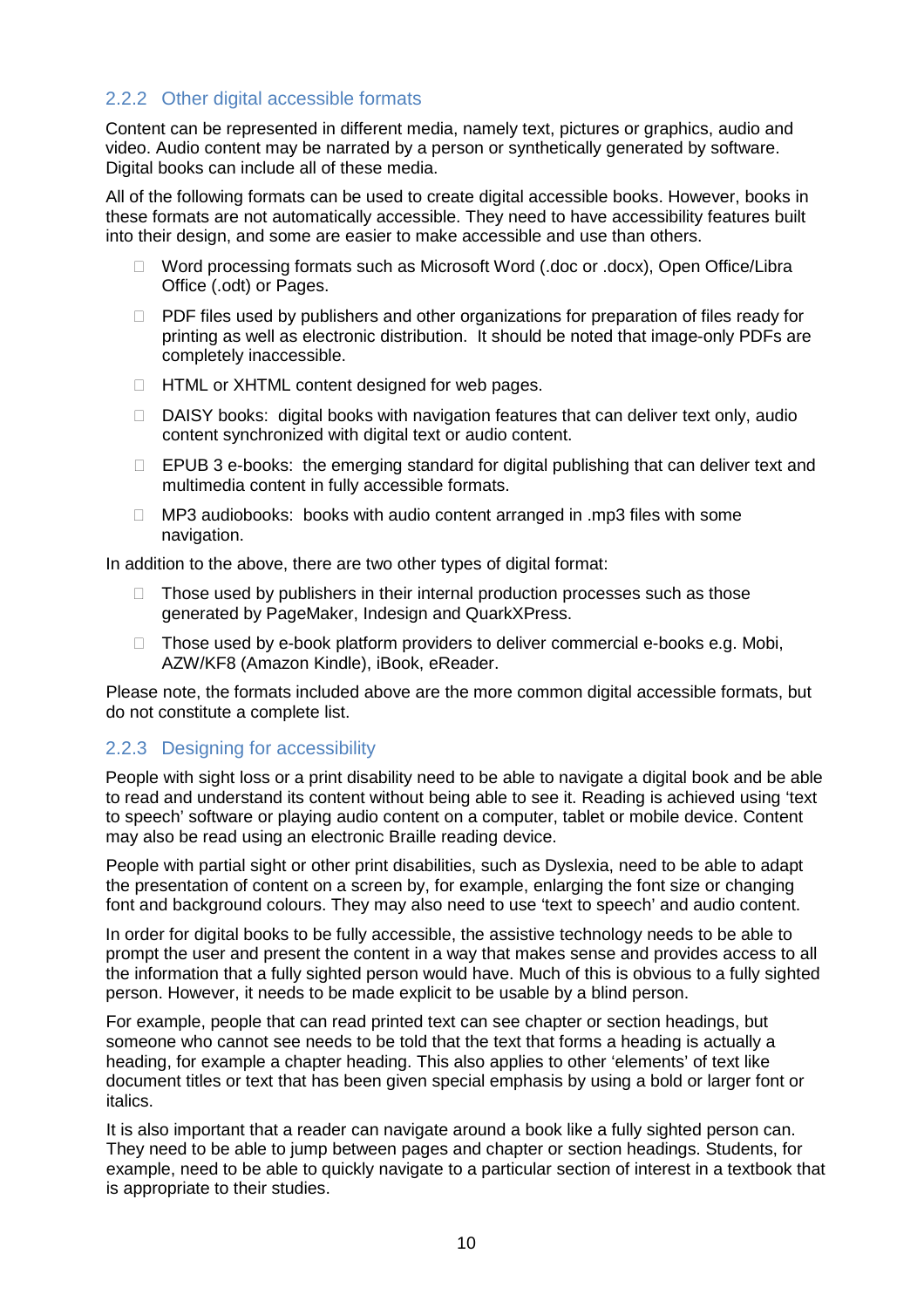### 2.2.2 Other digital accessible formats

Content can be represented in different media, namely text, pictures or graphics, audio and video. Audio content may be narrated by a person or synthetically generated by software. Digital books can include all of these media.

All of the following formats can be used to create digital accessible books. However, books in these formats are not automatically accessible. They need to have accessibility features built into their design, and some are easier to make accessible and use than others.

- Word processing formats such as Microsoft Word (.doc or .docx), Open Office/Libra Office (.odt) or Pages.
- PDF files used by publishers and other organizations for preparation of files ready for printing as well as electronic distribution. It should be noted that image-only PDFs are completely inaccessible.
- HTML or XHTML content designed for web pages.
- DAISY books: digital books with navigation features that can deliver text only, audio content synchronized with digital text or audio content.
- EPUB 3 e-books: the emerging standard for digital publishing that can deliver text and multimedia content in fully accessible formats.
- MP3 audiobooks: books with audio content arranged in .mp3 files with some navigation.

In addition to the above, there are two other types of digital format:

- Those used by publishers in their internal production processes such as those generated by PageMaker, Indesign and QuarkXPress.
- Those used by e-book platform providers to deliver commercial e-books e.g. Mobi, AZW/KF8 (Amazon Kindle), iBook, eReader.

Please note, the formats included above are the more common digital accessible formats, but do not constitute a complete list.

### 2.2.3 Designing for accessibility

People with sight loss or a print disability need to be able to navigate a digital book and be able to read and understand its content without being able to see it. Reading is achieved using 'text to speech' software or playing audio content on a computer, tablet or mobile device. Content may also be read using an electronic Braille reading device.

People with partial sight or other print disabilities, such as Dyslexia, need to be able to adapt the presentation of content on a screen by, for example, enlarging the font size or changing font and background colours. They may also need to use 'text to speech' and audio content.

In order for digital books to be fully accessible, the assistive technology needs to be able to prompt the user and present the content in a way that makes sense and provides access to all the information that a fully sighted person would have. Much of this is obvious to a fully sighted person. However, it needs to be made explicit to be usable by a blind person.

For example, people that can read printed text can see chapter or section headings, but someone who cannot see needs to be told that the text that forms a heading is actually a heading, for example a chapter heading. This also applies to other 'elements' of text like document titles or text that has been given special emphasis by using a bold or larger font or italics.

It is also important that a reader can navigate around a book like a fully sighted person can. They need to be able to jump between pages and chapter or section headings. Students, for example, need to be able to quickly navigate to a particular section of interest in a textbook that is appropriate to their studies.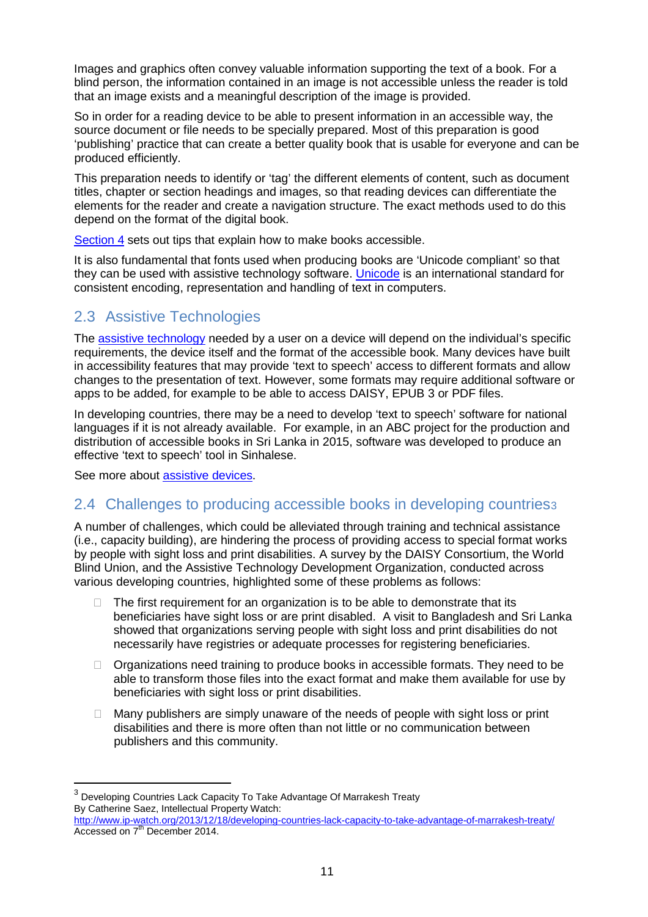Images and graphics often convey valuable information supporting the text of a book. For a blind person, the information contained in an image is not accessible unless the reader is told that an image exists and a meaningful description of the image is provided.

So in order for a reading device to be able to present information in an accessible way, the source document or file needs to be specially prepared. Most of this preparation is good 'publishing' practice that can create a better quality book that is usable for everyone and can be produced efficiently.

This preparation needs to identify or 'tag' the different elements of content, such as document titles, chapter or section headings and images, so that reading devices can differentiate the elements for the reader and create a navigation structure. The exact methods used to do this depend on the format of the digital book.

Section 4 sets out tips that explain how to make books accessible.

It is also fundamental that fonts used when producing books are 'Unicode compliant' so that they can be used with assistive technology software. Unicode is an international standard for consistent encoding, representation and handling of text in computers.

## 2.3 Assistive Technologies

The assistive technology needed by a user on a device will depend on the individual's specific requirements, the device itself and the format of the accessible book. Many devices have built in accessibility features that may provide 'text to speech' access to different formats and allow changes to the presentation of text. However, some formats may require additional software or apps to be added, for example to be able to access DAISY, EPUB 3 or PDF files.

In developing countries, there may be a need to develop 'text to speech' software for national languages if it is not already available. For example, in an ABC project for the production and distribution of accessible books in Sri Lanka in 2015, software was developed to produce an effective 'text to speech' tool in Sinhalese.

See more about assistive devices.

## 2.4 Challenges to producing accessible books in developing countries[3]

A number of challenges, which could be alleviated through training and technical assistance (i.e., capacity building), are hindering the process of providing access to special format works by people with sight loss and print disabilities. A survey by the DAISY Consortium, the World Blind Union, and the Assistive Technology Development Organization, conducted across various developing countries, highlighted some of these problems as follows:

- The first requirement for an organization is to be able to demonstrate that its beneficiaries have sight loss or are print disabled. A visit to Bangladesh and Sri Lanka showed that organizations serving people with sight loss and print disabilities do not necessarily have registries or adequate processes for registering beneficiaries.
- Organizations need training to produce books in accessible formats. They need to be able to transform those files into the exact format and make them available for use by beneficiaries with sight loss or print disabilities.
- Many publishers are simply unaware of the needs of people with sight loss or print disabilities and there is more often than not little or no communication between publishers and this community.

---

[3] Developing Countries Lack Capacity To Take Advantage Of Marrakesh Treaty
By Catherine Saez, Intellectual Property Watch:
http://www.ip-watch.org/2013/12/18/developing-countries-lack-capacity-to-take-advantage-of-marrakesh-treaty/
Accessed on 7th December 2014.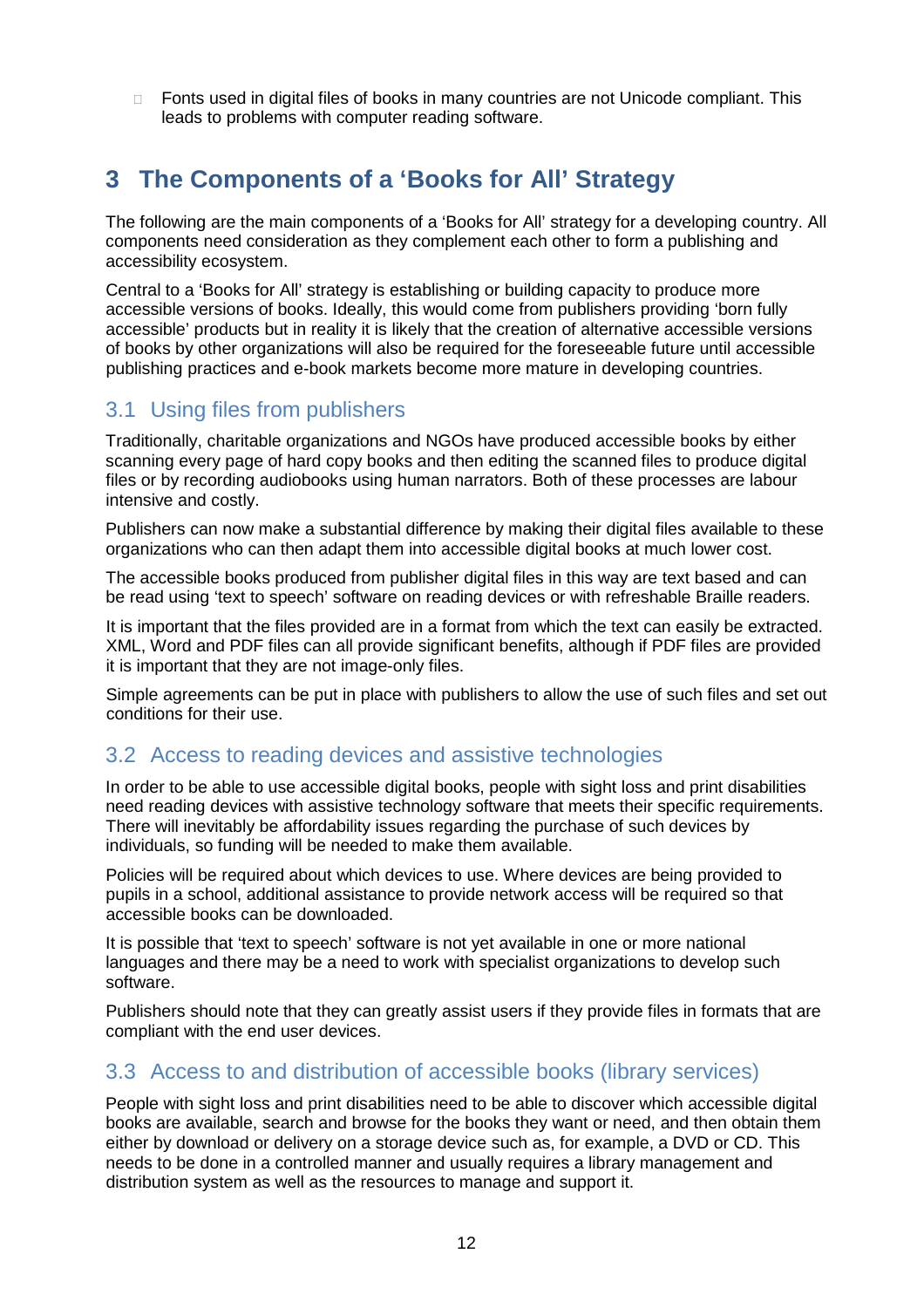- Fonts used in digital files of books in many countries are not Unicode compliant. This leads to problems with computer reading software.

# 3 The Components of a 'Books for All' Strategy

The following are the main components of a 'Books for All' strategy for a developing country. All components need consideration as they complement each other to form a publishing and accessibility ecosystem.

Central to a 'Books for All' strategy is establishing or building capacity to produce more accessible versions of books. Ideally, this would come from publishers providing 'born fully accessible' products but in reality it is likely that the creation of alternative accessible versions of books by other organizations will also be required for the foreseeable future until accessible publishing practices and e-book markets become more mature in developing countries.

## 3.1 Using files from publishers

Traditionally, charitable organizations and NGOs have produced accessible books by either scanning every page of hard copy books and then editing the scanned files to produce digital files or by recording audiobooks using human narrators. Both of these processes are labour intensive and costly.

Publishers can now make a substantial difference by making their digital files available to these organizations who can then adapt them into accessible digital books at much lower cost.

The accessible books produced from publisher digital files in this way are text based and can be read using 'text to speech' software on reading devices or with refreshable Braille readers.

It is important that the files provided are in a format from which the text can easily be extracted. XML, Word and PDF files can all provide significant benefits, although if PDF files are provided it is important that they are not image-only files.

Simple agreements can be put in place with publishers to allow the use of such files and set out conditions for their use.

## 3.2 Access to reading devices and assistive technologies

In order to be able to use accessible digital books, people with sight loss and print disabilities need reading devices with assistive technology software that meets their specific requirements. There will inevitably be affordability issues regarding the purchase of such devices by individuals, so funding will be needed to make them available.

Policies will be required about which devices to use. Where devices are being provided to pupils in a school, additional assistance to provide network access will be required so that accessible books can be downloaded.

It is possible that 'text to speech' software is not yet available in one or more national languages and there may be a need to work with specialist organizations to develop such software.

Publishers should note that they can greatly assist users if they provide files in formats that are compliant with the end user devices.

## 3.3 Access to and distribution of accessible books (library services)

People with sight loss and print disabilities need to be able to discover which accessible digital books are available, search and browse for the books they want or need, and then obtain them either by download or delivery on a storage device such as, for example, a DVD or CD. This needs to be done in a controlled manner and usually requires a library management and distribution system as well as the resources to manage and support it.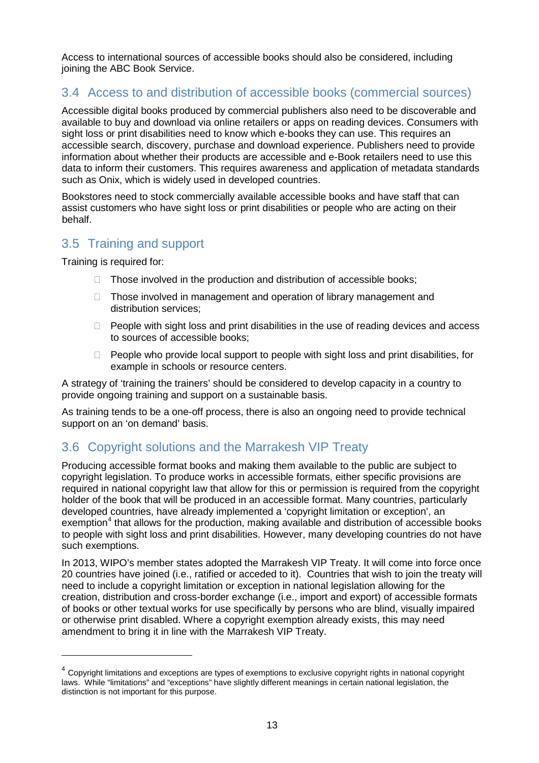Access to international sources of accessible books should also be considered, including joining the ABC Book Service.

## 3.4 Access to and distribution of accessible books (commercial sources)

Accessible digital books produced by commercial publishers also need to be discoverable and available to buy and download via online retailers or apps on reading devices. Consumers with sight loss or print disabilities need to know which e-books they can use. This requires an accessible search, discovery, purchase and download experience. Publishers need to provide information about whether their products are accessible and e-Book retailers need to use this data to inform their customers. This requires awareness and application of metadata standards such as Onix, which is widely used in developed countries.

Bookstores need to stock commercially available accessible books and have staff that can assist customers who have sight loss or print disabilities or people who are acting on their behalf.

## 3.5 Training and support

Training is required for:

- Those involved in the production and distribution of accessible books;
- Those involved in management and operation of library management and distribution services;
- People with sight loss and print disabilities in the use of reading devices and access to sources of accessible books;
- People who provide local support to people with sight loss and print disabilities, for example in schools or resource centers.

A strategy of 'training the trainers' should be considered to develop capacity in a country to provide ongoing training and support on a sustainable basis.

As training tends to be a one-off process, there is also an ongoing need to provide technical support on an 'on demand' basis.

## 3.6 Copyright solutions and the Marrakesh VIP Treaty

Producing accessible format books and making them available to the public are subject to copyright legislation. To produce works in accessible formats, either specific provisions are required in national copyright law that allow for this or permission is required from the copyright holder of the book that will be produced in an accessible format. Many countries, particularly developed countries, have already implemented a 'copyright limitation or exception', an exemption[4] that allows for the production, making available and distribution of accessible books to people with sight loss and print disabilities. However, many developing countries do not have such exemptions.

In 2013, WIPO's member states adopted the Marrakesh VIP Treaty. It will come into force once 20 countries have joined (i.e., ratified or acceded to it). Countries that wish to join the treaty will need to include a copyright limitation or exception in national legislation allowing for the creation, distribution and cross-border exchange (i.e., import and export) of accessible formats of books or other textual works for use specifically by persons who are blind, visually impaired or otherwise print disabled. Where a copyright exemption already exists, this may need amendment to bring it in line with the Marrakesh VIP Treaty.

---

[4] Copyright limitations and exceptions are types of exemptions to exclusive copyright rights in national copyright laws. While "limitations" and "exceptions" have slightly different meanings in certain national legislation, the distinction is not important for this purpose.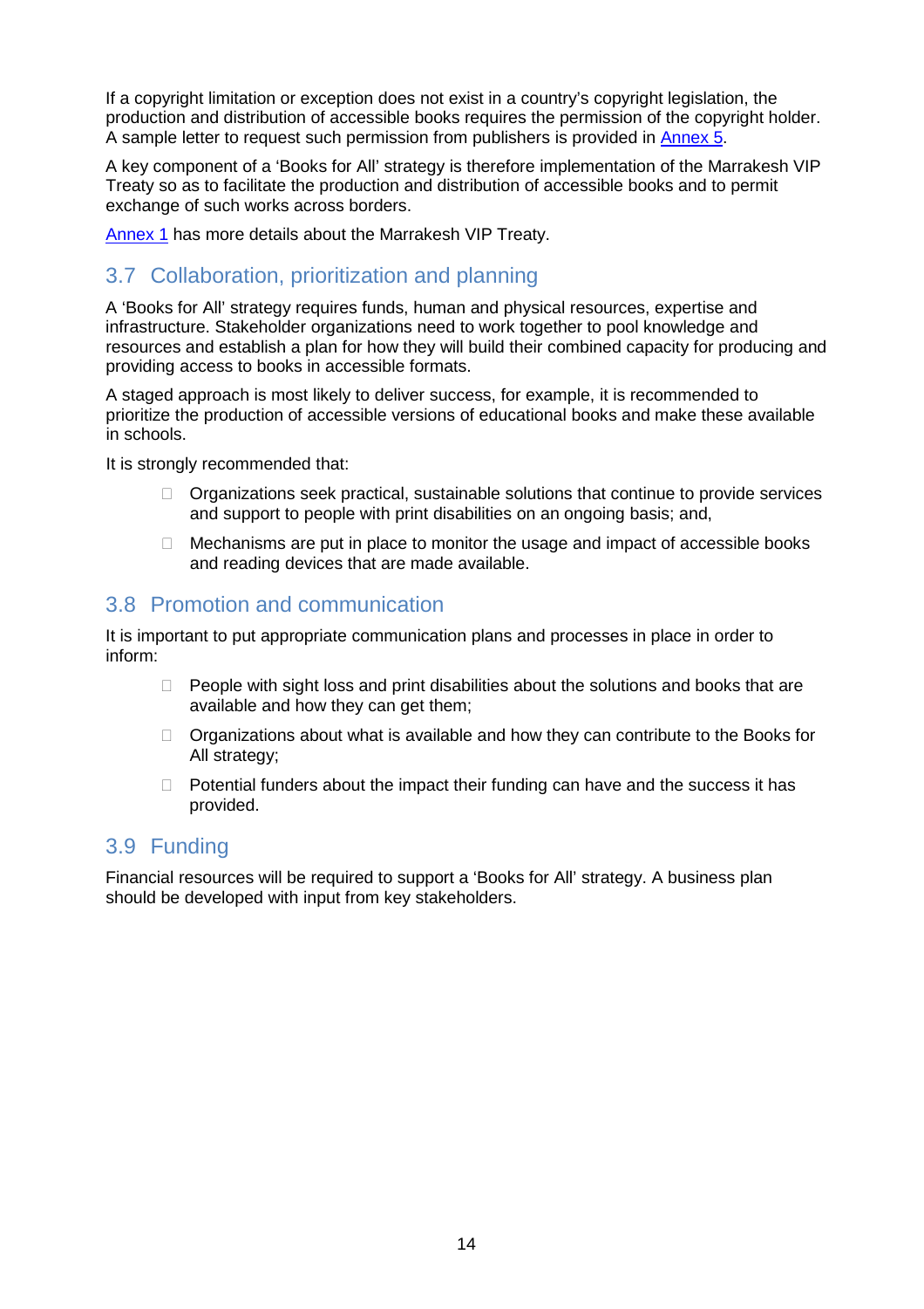If a copyright limitation or exception does not exist in a country's copyright legislation, the production and distribution of accessible books requires the permission of the copyright holder. A sample letter to request such permission from publishers is provided in Annex 5.

A key component of a 'Books for All' strategy is therefore implementation of the Marrakesh VIP Treaty so as to facilitate the production and distribution of accessible books and to permit exchange of such works across borders.

Annex 1 has more details about the Marrakesh VIP Treaty.

## 3.7 Collaboration, prioritization and planning

A 'Books for All' strategy requires funds, human and physical resources, expertise and infrastructure. Stakeholder organizations need to work together to pool knowledge and resources and establish a plan for how they will build their combined capacity for producing and providing access to books in accessible formats.

A staged approach is most likely to deliver success, for example, it is recommended to prioritize the production of accessible versions of educational books and make these available in schools.

It is strongly recommended that:

- Organizations seek practical, sustainable solutions that continue to provide services and support to people with print disabilities on an ongoing basis; and,
- Mechanisms are put in place to monitor the usage and impact of accessible books and reading devices that are made available.

## 3.8 Promotion and communication

It is important to put appropriate communication plans and processes in place in order to inform:

- People with sight loss and print disabilities about the solutions and books that are available and how they can get them;
- Organizations about what is available and how they can contribute to the Books for All strategy;
- Potential funders about the impact their funding can have and the success it has provided.

## 3.9 Funding

Financial resources will be required to support a 'Books for All' strategy. A business plan should be developed with input from key stakeholders.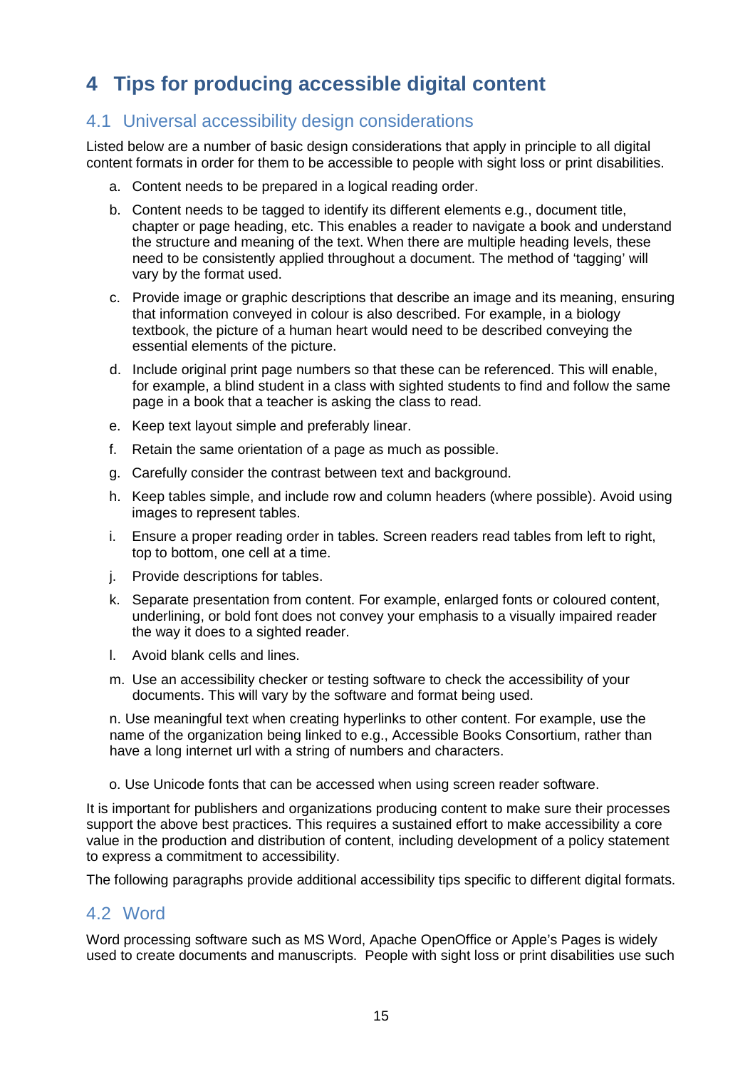# 4 Tips for producing accessible digital content

## 4.1 Universal accessibility design considerations

Listed below are a number of basic design considerations that apply in principle to all digital content formats in order for them to be accessible to people with sight loss or print disabilities.

a. Content needs to be prepared in a logical reading order.

b. Content needs to be tagged to identify its different elements e.g., document title, chapter or page heading, etc. This enables a reader to navigate a book and understand the structure and meaning of the text. When there are multiple heading levels, these need to be consistently applied throughout a document. The method of 'tagging' will vary by the format used.

c. Provide image or graphic descriptions that describe an image and its meaning, ensuring that information conveyed in colour is also described. For example, in a biology textbook, the picture of a human heart would need to be described conveying the essential elements of the picture.

d. Include original print page numbers so that these can be referenced. This will enable, for example, a blind student in a class with sighted students to find and follow the same page in a book that a teacher is asking the class to read.

e. Keep text layout simple and preferably linear.

f. Retain the same orientation of a page as much as possible.

g. Carefully consider the contrast between text and background.

h. Keep tables simple, and include row and column headers (where possible). Avoid using images to represent tables.

i. Ensure a proper reading order in tables. Screen readers read tables from left to right, top to bottom, one cell at a time.

j. Provide descriptions for tables.

k. Separate presentation from content. For example, enlarged fonts or coloured content, underlining, or bold font does not convey your emphasis to a visually impaired reader the way it does to a sighted reader.

l. Avoid blank cells and lines.

m. Use an accessibility checker or testing software to check the accessibility of your documents. This will vary by the software and format being used.

n. Use meaningful text when creating hyperlinks to other content. For example, use the name of the organization being linked to e.g., Accessible Books Consortium, rather than have a long internet url with a string of numbers and characters.

o. Use Unicode fonts that can be accessed when using screen reader software.

It is important for publishers and organizations producing content to make sure their processes support the above best practices. This requires a sustained effort to make accessibility a core value in the production and distribution of content, including development of a policy statement to express a commitment to accessibility.

The following paragraphs provide additional accessibility tips specific to different digital formats.

## 4.2 Word

Word processing software such as MS Word, Apache OpenOffice or Apple's Pages is widely used to create documents and manuscripts. People with sight loss or print disabilities use such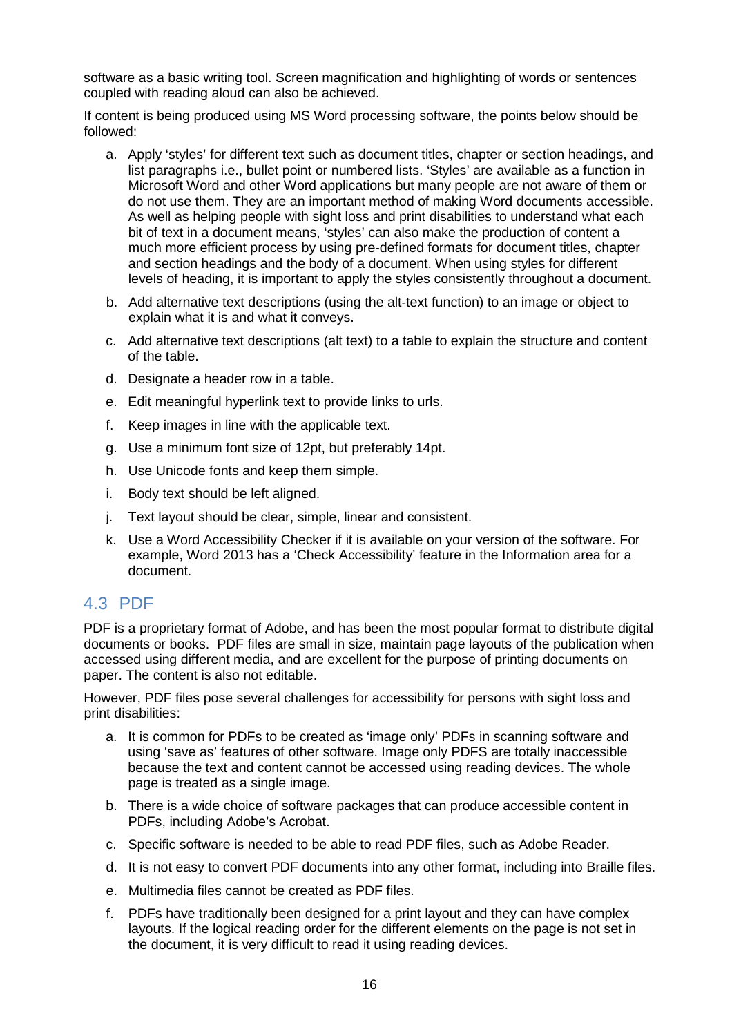software as a basic writing tool. Screen magnification and highlighting of words or sentences coupled with reading aloud can also be achieved.

If content is being produced using MS Word processing software, the points below should be followed:

a. Apply 'styles' for different text such as document titles, chapter or section headings, and list paragraphs i.e., bullet point or numbered lists. 'Styles' are available as a function in Microsoft Word and other Word applications but many people are not aware of them or do not use them. They are an important method of making Word documents accessible. As well as helping people with sight loss and print disabilities to understand what each bit of text in a document means, 'styles' can also make the production of content a much more efficient process by using pre-defined formats for document titles, chapter and section headings and the body of a document. When using styles for different levels of heading, it is important to apply the styles consistently throughout a document.

b. Add alternative text descriptions (using the alt-text function) to an image or object to explain what it is and what it conveys.

c. Add alternative text descriptions (alt text) to a table to explain the structure and content of the table.

d. Designate a header row in a table.

e. Edit meaningful hyperlink text to provide links to urls.

f. Keep images in line with the applicable text.

g. Use a minimum font size of 12pt, but preferably 14pt.

h. Use Unicode fonts and keep them simple.

i. Body text should be left aligned.

j. Text layout should be clear, simple, linear and consistent.

k. Use a Word Accessibility Checker if it is available on your version of the software. For example, Word 2013 has a 'Check Accessibility' feature in the Information area for a document.

## 4.3 PDF

PDF is a proprietary format of Adobe, and has been the most popular format to distribute digital documents or books. PDF files are small in size, maintain page layouts of the publication when accessed using different media, and are excellent for the purpose of printing documents on paper. The content is also not editable.

However, PDF files pose several challenges for accessibility for persons with sight loss and print disabilities:

a. It is common for PDFs to be created as 'image only' PDFs in scanning software and using 'save as' features of other software. Image only PDFS are totally inaccessible because the text and content cannot be accessed using reading devices. The whole page is treated as a single image.

b. There is a wide choice of software packages that can produce accessible content in PDFs, including Adobe's Acrobat.

c. Specific software is needed to be able to read PDF files, such as Adobe Reader.

d. It is not easy to convert PDF documents into any other format, including into Braille files.

e. Multimedia files cannot be created as PDF files.

f. PDFs have traditionally been designed for a print layout and they can have complex layouts. If the logical reading order for the different elements on the page is not set in the document, it is very difficult to read it using reading devices.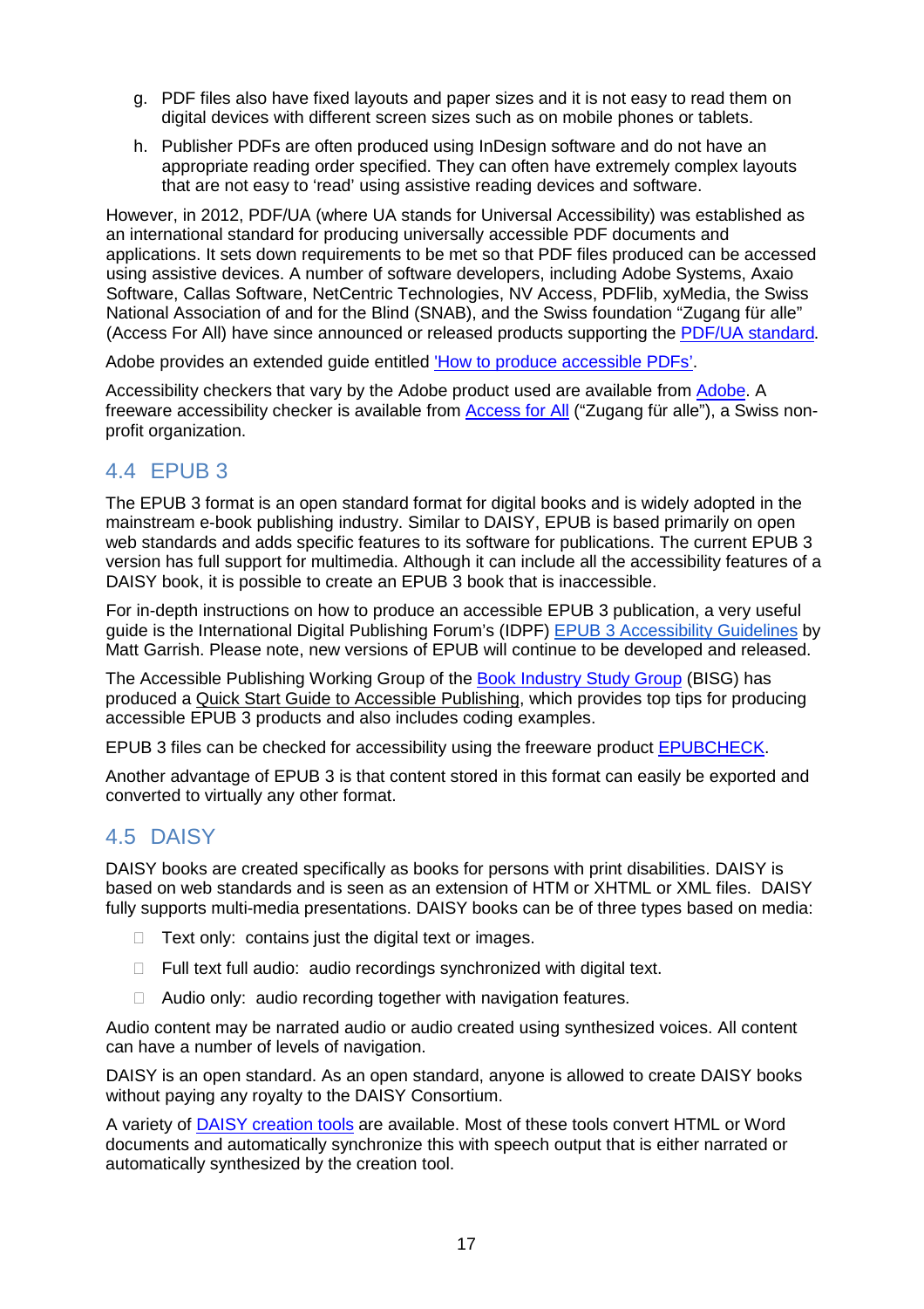g. PDF files also have fixed layouts and paper sizes and it is not easy to read them on digital devices with different screen sizes such as on mobile phones or tablets.

h. Publisher PDFs are often produced using InDesign software and do not have an appropriate reading order specified. They can often have extremely complex layouts that are not easy to 'read' using assistive reading devices and software.

However, in 2012, PDF/UA (where UA stands for Universal Accessibility) was established as an international standard for producing universally accessible PDF documents and applications. It sets down requirements to be met so that PDF files produced can be accessed using assistive devices. A number of software developers, including Adobe Systems, Axaio Software, Callas Software, NetCentric Technologies, NV Access, PDFlib, xyMedia, the Swiss National Association of and for the Blind (SNAB), and the Swiss foundation "Zugang für alle" (Access For All) have since announced or released products supporting the PDF/UA standard.

Adobe provides an extended guide entitled 'How to produce accessible PDFs'.

Accessibility checkers that vary by the Adobe product used are available from Adobe. A freeware accessibility checker is available from Access for All ("Zugang für alle"), a Swiss non-profit organization.

## 4.4 EPUB 3

The EPUB 3 format is an open standard format for digital books and is widely adopted in the mainstream e-book publishing industry. Similar to DAISY, EPUB is based primarily on open web standards and adds specific features to its software for publications. The current EPUB 3 version has full support for multimedia. Although it can include all the accessibility features of a DAISY book, it is possible to create an EPUB 3 book that is inaccessible.

For in-depth instructions on how to produce an accessible EPUB 3 publication, a very useful guide is the International Digital Publishing Forum's (IDPF) EPUB 3 Accessibility Guidelines by Matt Garrish. Please note, new versions of EPUB will continue to be developed and released.

The Accessible Publishing Working Group of the Book Industry Study Group (BISG) has produced a Quick Start Guide to Accessible Publishing, which provides top tips for producing accessible EPUB 3 products and also includes coding examples.

EPUB 3 files can be checked for accessibility using the freeware product EPUBCHECK.

Another advantage of EPUB 3 is that content stored in this format can easily be exported and converted to virtually any other format.

## 4.5 DAISY

DAISY books are created specifically as books for persons with print disabilities. DAISY is based on web standards and is seen as an extension of HTM or XHTML or XML files. DAISY fully supports multi-media presentations. DAISY books can be of three types based on media:

- Text only: contains just the digital text or images.
- Full text full audio: audio recordings synchronized with digital text.
- Audio only: audio recording together with navigation features.

Audio content may be narrated audio or audio created using synthesized voices. All content can have a number of levels of navigation.

DAISY is an open standard. As an open standard, anyone is allowed to create DAISY books without paying any royalty to the DAISY Consortium.

A variety of DAISY creation tools are available. Most of these tools convert HTML or Word documents and automatically synchronize this with speech output that is either narrated or automatically synthesized by the creation tool.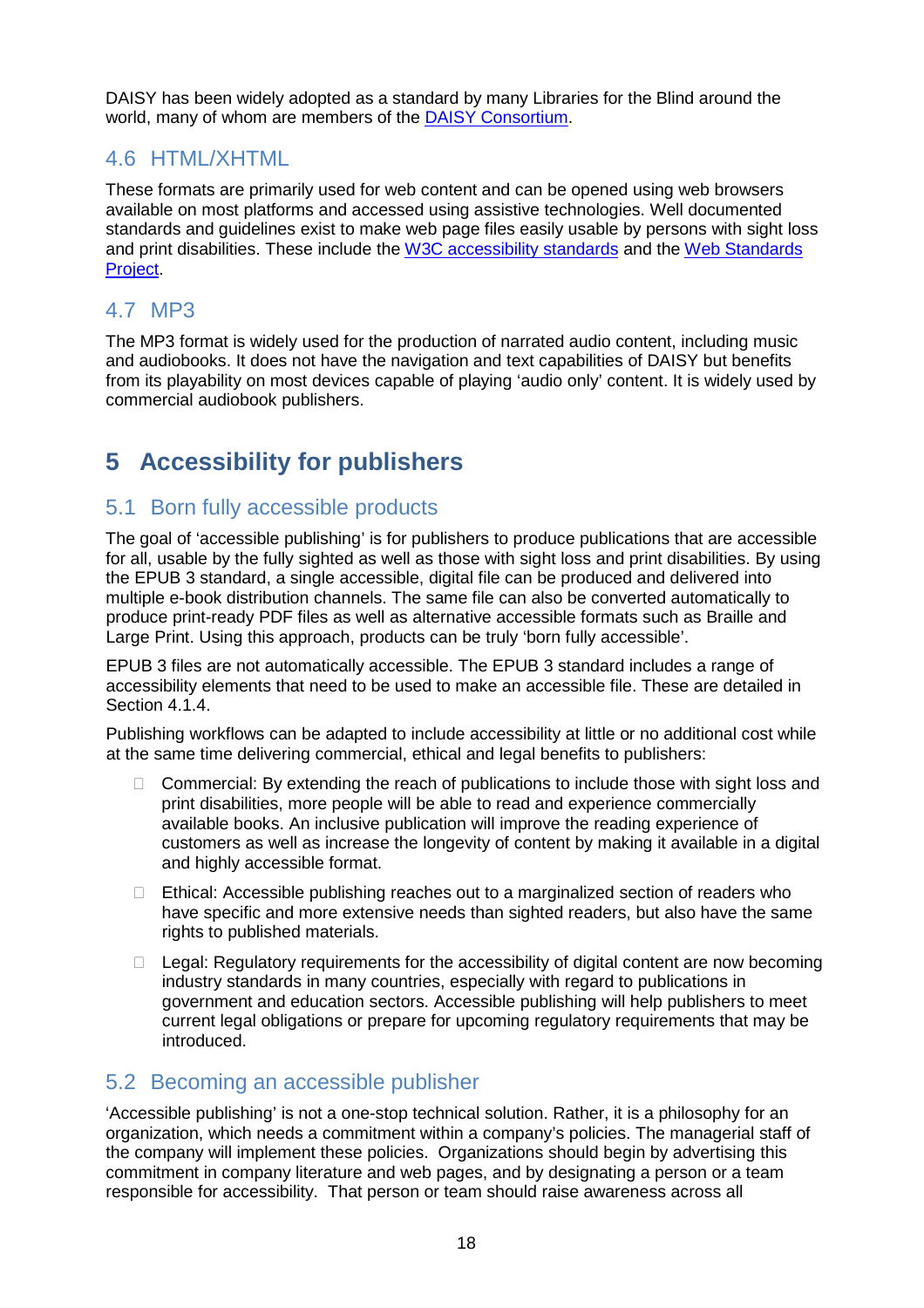DAISY has been widely adopted as a standard by many Libraries for the Blind around the world, many of whom are members of the [DAISY Consortium](#).

## 4.6 HTML/XHTML

These formats are primarily used for web content and can be opened using web browsers available on most platforms and accessed using assistive technologies. Well documented standards and guidelines exist to make web page files easily usable by persons with sight loss and print disabilities. These include the [W3C accessibility standards](#) and the [Web Standards Project](#).

## 4.7 MP3

The MP3 format is widely used for the production of narrated audio content, including music and audiobooks. It does not have the navigation and text capabilities of DAISY but benefits from its playability on most devices capable of playing 'audio only' content. It is widely used by commercial audiobook publishers.

# 5 Accessibility for publishers

## 5.1 Born fully accessible products

The goal of 'accessible publishing' is for publishers to produce publications that are accessible for all, usable by the fully sighted as well as those with sight loss and print disabilities. By using the EPUB 3 standard, a single accessible, digital file can be produced and delivered into multiple e-book distribution channels. The same file can also be converted automatically to produce print-ready PDF files as well as alternative accessible formats such as Braille and Large Print. Using this approach, products can be truly 'born fully accessible'.

EPUB 3 files are not automatically accessible. The EPUB 3 standard includes a range of accessibility elements that need to be used to make an accessible file. These are detailed in Section 4.1.4.

Publishing workflows can be adapted to include accessibility at little or no additional cost while at the same time delivering commercial, ethical and legal benefits to publishers:

- Commercial: By extending the reach of publications to include those with sight loss and print disabilities, more people will be able to read and experience commercially available books. An inclusive publication will improve the reading experience of customers as well as increase the longevity of content by making it available in a digital and highly accessible format.
- Ethical: Accessible publishing reaches out to a marginalized section of readers who have specific and more extensive needs than sighted readers, but also have the same rights to published materials.
- Legal: Regulatory requirements for the accessibility of digital content are now becoming industry standards in many countries, especially with regard to publications in government and education sectors. Accessible publishing will help publishers to meet current legal obligations or prepare for upcoming regulatory requirements that may be introduced.

## 5.2 Becoming an accessible publisher

'Accessible publishing' is not a one-stop technical solution. Rather, it is a philosophy for an organization, which needs a commitment within a company's policies. The managerial staff of the company will implement these policies. Organizations should begin by advertising this commitment in company literature and web pages, and by designating a person or a team responsible for accessibility. That person or team should raise awareness across all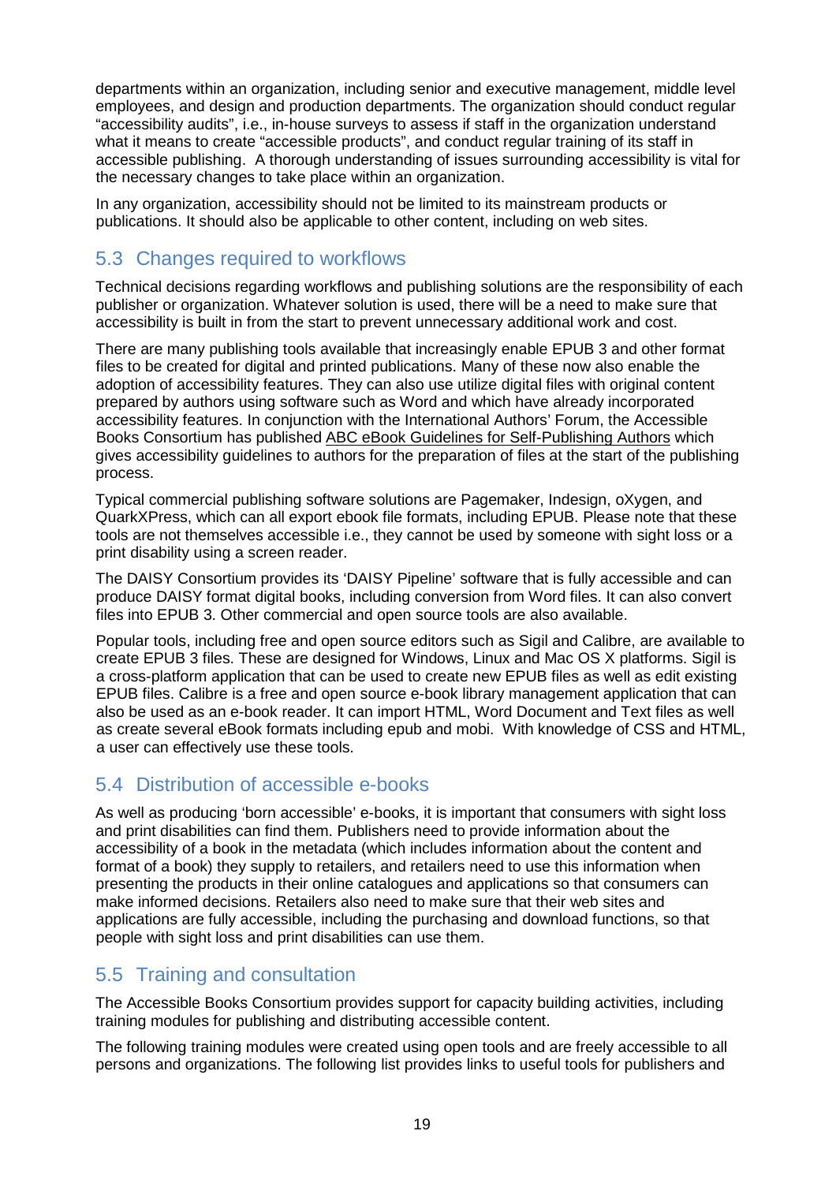departments within an organization, including senior and executive management, middle level employees, and design and production departments. The organization should conduct regular "accessibility audits", i.e., in-house surveys to assess if staff in the organization understand what it means to create "accessible products", and conduct regular training of its staff in accessible publishing. A thorough understanding of issues surrounding accessibility is vital for the necessary changes to take place within an organization.

In any organization, accessibility should not be limited to its mainstream products or publications. It should also be applicable to other content, including on web sites.

## 5.3 Changes required to workflows

Technical decisions regarding workflows and publishing solutions are the responsibility of each publisher or organization. Whatever solution is used, there will be a need to make sure that accessibility is built in from the start to prevent unnecessary additional work and cost.

There are many publishing tools available that increasingly enable EPUB 3 and other format files to be created for digital and printed publications. Many of these now also enable the adoption of accessibility features. They can also use utilize digital files with original content prepared by authors using software such as Word and which have already incorporated accessibility features. In conjunction with the International Authors' Forum, the Accessible Books Consortium has published ABC eBook Guidelines for Self-Publishing Authors which gives accessibility guidelines to authors for the preparation of files at the start of the publishing process.

Typical commercial publishing software solutions are Pagemaker, Indesign, oXygen, and QuarkXPress, which can all export ebook file formats, including EPUB. Please note that these tools are not themselves accessible i.e., they cannot be used by someone with sight loss or a print disability using a screen reader.

The DAISY Consortium provides its 'DAISY Pipeline' software that is fully accessible and can produce DAISY format digital books, including conversion from Word files. It can also convert files into EPUB 3. Other commercial and open source tools are also available.

Popular tools, including free and open source editors such as Sigil and Calibre, are available to create EPUB 3 files. These are designed for Windows, Linux and Mac OS X platforms. Sigil is a cross-platform application that can be used to create new EPUB files as well as edit existing EPUB files. Calibre is a free and open source e-book library management application that can also be used as an e-book reader. It can import HTML, Word Document and Text files as well as create several eBook formats including epub and mobi. With knowledge of CSS and HTML, a user can effectively use these tools.

## 5.4 Distribution of accessible e-books

As well as producing 'born accessible' e-books, it is important that consumers with sight loss and print disabilities can find them. Publishers need to provide information about the accessibility of a book in the metadata (which includes information about the content and format of a book) they supply to retailers, and retailers need to use this information when presenting the products in their online catalogues and applications so that consumers can make informed decisions. Retailers also need to make sure that their web sites and applications are fully accessible, including the purchasing and download functions, so that people with sight loss and print disabilities can use them.

## 5.5 Training and consultation

The Accessible Books Consortium provides support for capacity building activities, including training modules for publishing and distributing accessible content.

The following training modules were created using open tools and are freely accessible to all persons and organizations. The following list provides links to useful tools for publishers and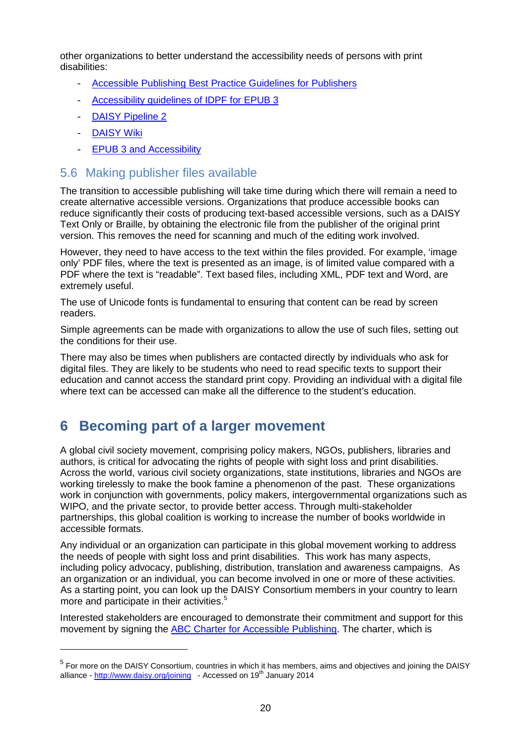other organizations to better understand the accessibility needs of persons with print disabilities:

- Accessible Publishing Best Practice Guidelines for Publishers
- Accessibility guidelines of IDPF for EPUB 3
- DAISY Pipeline 2
- DAISY Wiki
- EPUB 3 and Accessibility

## 5.6 Making publisher files available

The transition to accessible publishing will take time during which there will remain a need to create alternative accessible versions. Organizations that produce accessible books can reduce significantly their costs of producing text-based accessible versions, such as a DAISY Text Only or Braille, by obtaining the electronic file from the publisher of the original print version. This removes the need for scanning and much of the editing work involved.

However, they need to have access to the text within the files provided. For example, 'image only' PDF files, where the text is presented as an image, is of limited value compared with a PDF where the text is "readable". Text based files, including XML, PDF text and Word, are extremely useful.

The use of Unicode fonts is fundamental to ensuring that content can be read by screen readers.

Simple agreements can be made with organizations to allow the use of such files, setting out the conditions for their use.

There may also be times when publishers are contacted directly by individuals who ask for digital files. They are likely to be students who need to read specific texts to support their education and cannot access the standard print copy. Providing an individual with a digital file where text can be accessed can make all the difference to the student's education.

# 6 Becoming part of a larger movement

A global civil society movement, comprising policy makers, NGOs, publishers, libraries and authors, is critical for advocating the rights of people with sight loss and print disabilities. Across the world, various civil society organizations, state institutions, libraries and NGOs are working tirelessly to make the book famine a phenomenon of the past. These organizations work in conjunction with governments, policy makers, intergovernmental organizations such as WIPO, and the private sector, to provide better access. Through multi-stakeholder partnerships, this global coalition is working to increase the number of books worldwide in accessible formats.

Any individual or an organization can participate in this global movement working to address the needs of people with sight loss and print disabilities. This work has many aspects, including policy advocacy, publishing, distribution, translation and awareness campaigns. As an organization or an individual, you can become involved in one or more of these activities. As a starting point, you can look up the DAISY Consortium members in your country to learn more and participate in their activities.[5]

Interested stakeholders are encouraged to demonstrate their commitment and support for this movement by signing the ABC Charter for Accessible Publishing. The charter, which is

---

[5] For more on the DAISY Consortium, countries in which it has members, aims and objectives and joining the DAISY alliance - http://www.daisy.org/joining - Accessed on 19th January 2014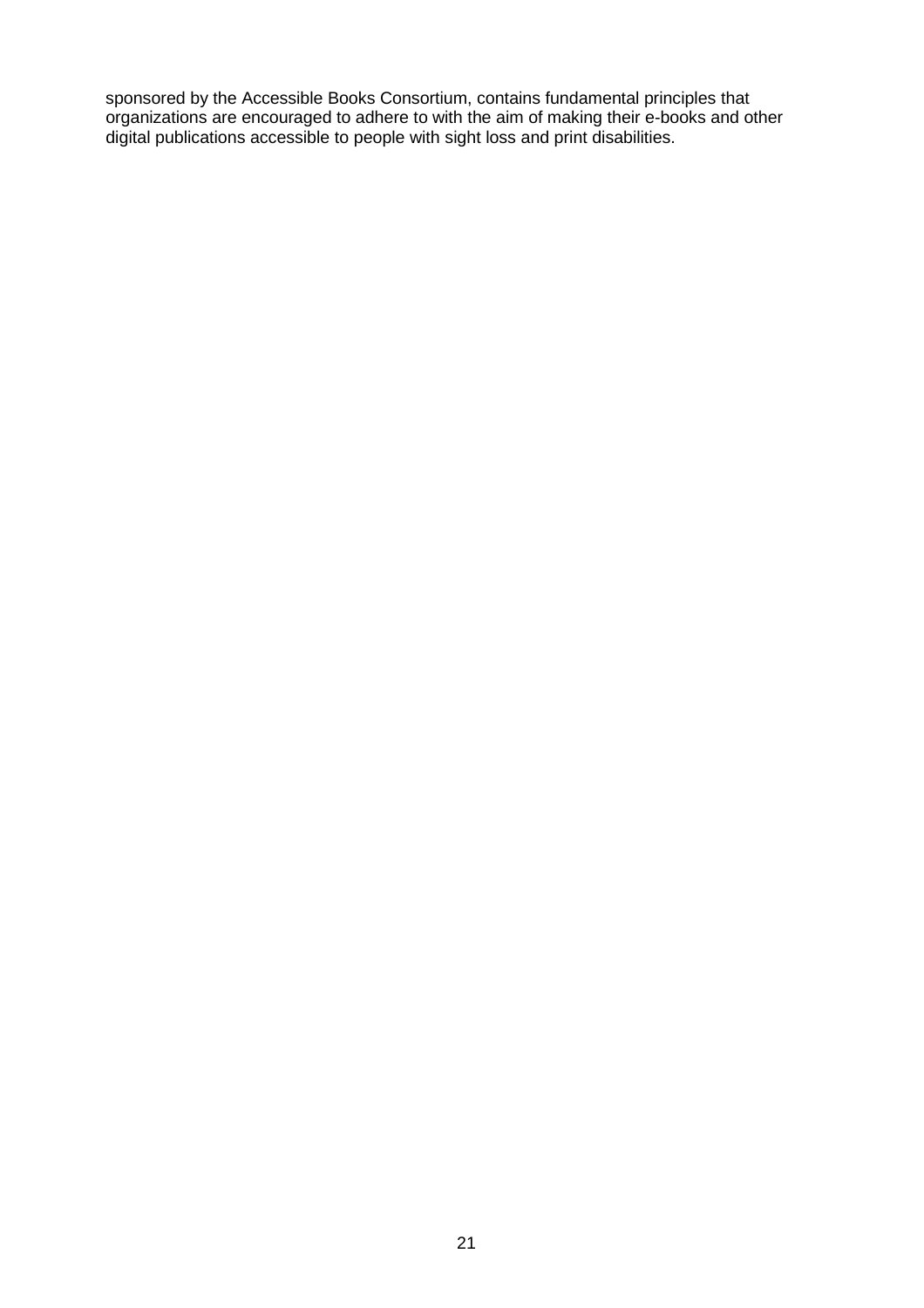sponsored by the Accessible Books Consortium, contains fundamental principles that organizations are encouraged to adhere to with the aim of making their e-books and other digital publications accessible to people with sight loss and print disabilities.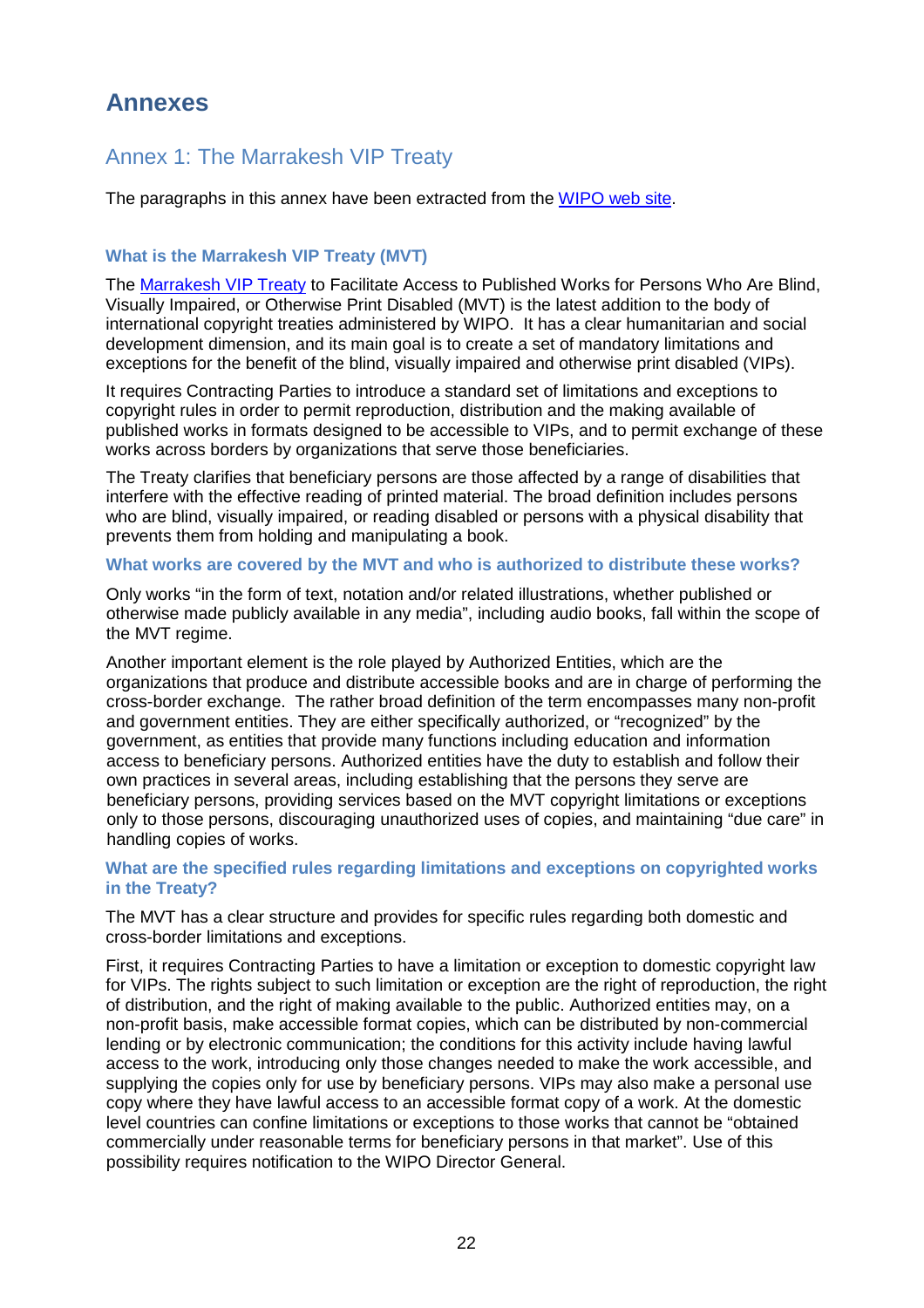# Annexes

## Annex 1: The Marrakesh VIP Treaty

The paragraphs in this annex have been extracted from the WIPO web site.

### What is the Marrakesh VIP Treaty (MVT)

The Marrakesh VIP Treaty to Facilitate Access to Published Works for Persons Who Are Blind, Visually Impaired, or Otherwise Print Disabled (MVT) is the latest addition to the body of international copyright treaties administered by WIPO. It has a clear humanitarian and social development dimension, and its main goal is to create a set of mandatory limitations and exceptions for the benefit of the blind, visually impaired and otherwise print disabled (VIPs).

It requires Contracting Parties to introduce a standard set of limitations and exceptions to copyright rules in order to permit reproduction, distribution and the making available of published works in formats designed to be accessible to VIPs, and to permit exchange of these works across borders by organizations that serve those beneficiaries.

The Treaty clarifies that beneficiary persons are those affected by a range of disabilities that interfere with the effective reading of printed material. The broad definition includes persons who are blind, visually impaired, or reading disabled or persons with a physical disability that prevents them from holding and manipulating a book.

### What works are covered by the MVT and who is authorized to distribute these works?

Only works "in the form of text, notation and/or related illustrations, whether published or otherwise made publicly available in any media", including audio books, fall within the scope of the MVT regime.

Another important element is the role played by Authorized Entities, which are the organizations that produce and distribute accessible books and are in charge of performing the cross-border exchange. The rather broad definition of the term encompasses many non-profit and government entities. They are either specifically authorized, or "recognized" by the government, as entities that provide many functions including education and information access to beneficiary persons. Authorized entities have the duty to establish and follow their own practices in several areas, including establishing that the persons they serve are beneficiary persons, providing services based on the MVT copyright limitations or exceptions only to those persons, discouraging unauthorized uses of copies, and maintaining "due care" in handling copies of works.

### What are the specified rules regarding limitations and exceptions on copyrighted works in the Treaty?

The MVT has a clear structure and provides for specific rules regarding both domestic and cross-border limitations and exceptions.

First, it requires Contracting Parties to have a limitation or exception to domestic copyright law for VIPs. The rights subject to such limitation or exception are the right of reproduction, the right of distribution, and the right of making available to the public. Authorized entities may, on a non-profit basis, make accessible format copies, which can be distributed by non-commercial lending or by electronic communication; the conditions for this activity include having lawful access to the work, introducing only those changes needed to make the work accessible, and supplying the copies only for use by beneficiary persons. VIPs may also make a personal use copy where they have lawful access to an accessible format copy of a work. At the domestic level countries can confine limitations or exceptions to those works that cannot be "obtained commercially under reasonable terms for beneficiary persons in that market". Use of this possibility requires notification to the WIPO Director General.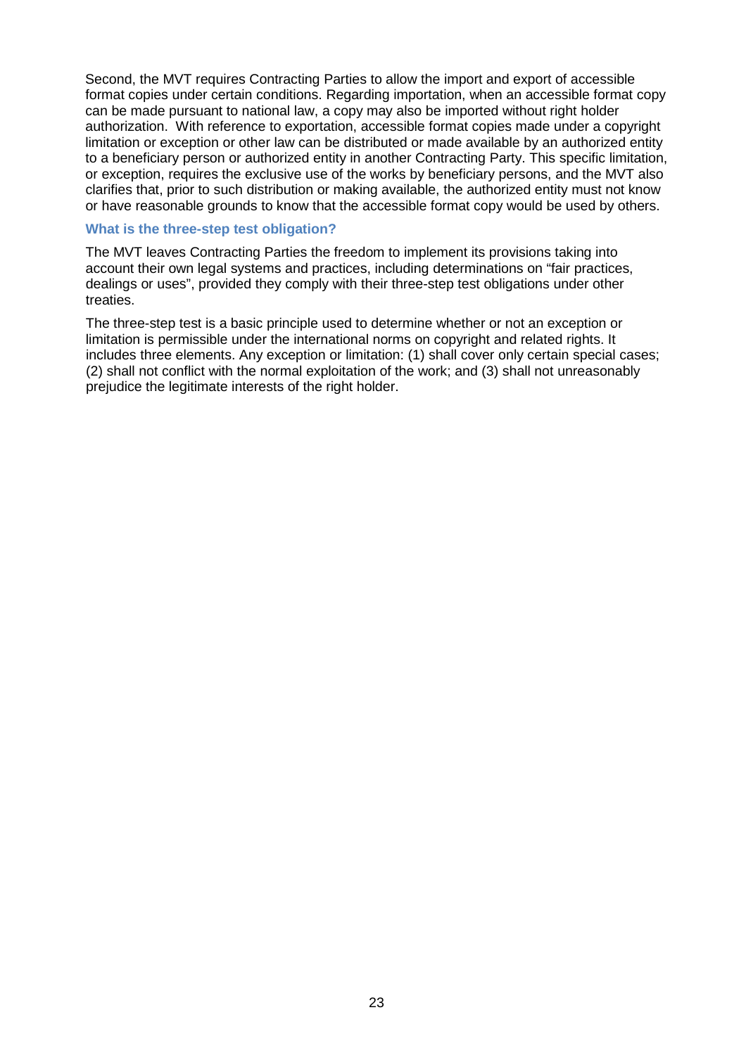Second, the MVT requires Contracting Parties to allow the import and export of accessible format copies under certain conditions. Regarding importation, when an accessible format copy can be made pursuant to national law, a copy may also be imported without right holder authorization. With reference to exportation, accessible format copies made under a copyright limitation or exception or other law can be distributed or made available by an authorized entity to a beneficiary person or authorized entity in another Contracting Party. This specific limitation, or exception, requires the exclusive use of the works by beneficiary persons, and the MVT also clarifies that, prior to such distribution or making available, the authorized entity must not know or have reasonable grounds to know that the accessible format copy would be used by others.

### What is the three-step test obligation?

The MVT leaves Contracting Parties the freedom to implement its provisions taking into account their own legal systems and practices, including determinations on "fair practices, dealings or uses", provided they comply with their three-step test obligations under other treaties.

The three-step test is a basic principle used to determine whether or not an exception or limitation is permissible under the international norms on copyright and related rights. It includes three elements. Any exception or limitation: (1) shall cover only certain special cases; (2) shall not conflict with the normal exploitation of the work; and (3) shall not unreasonably prejudice the legitimate interests of the right holder.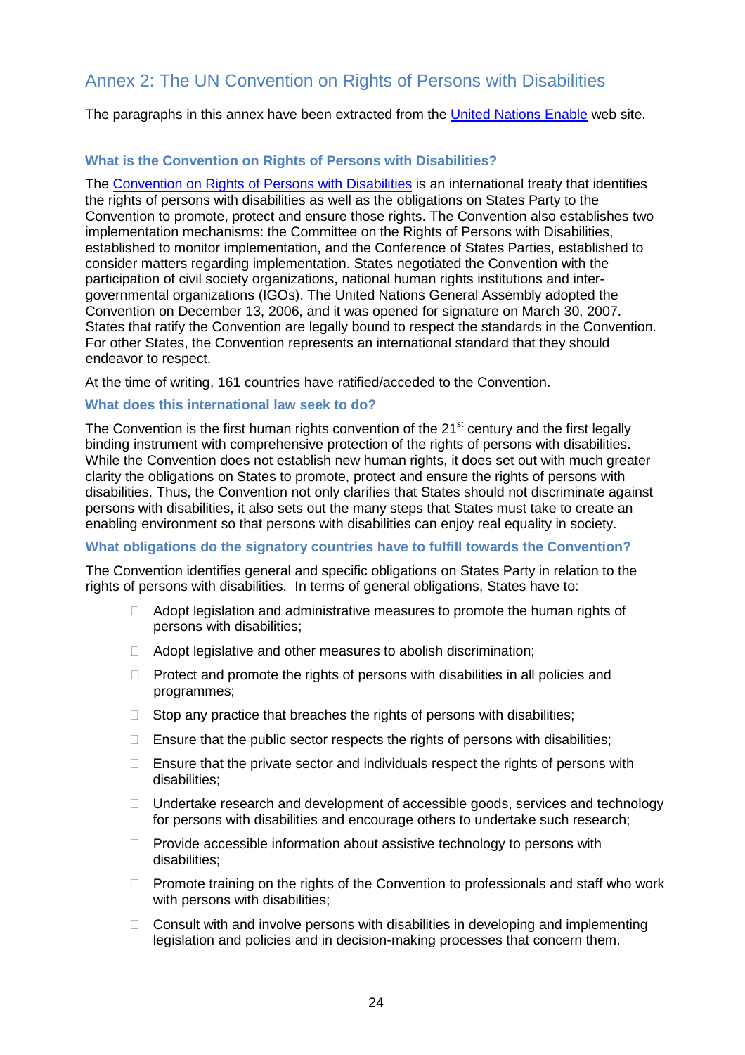## Annex 2: The UN Convention on Rights of Persons with Disabilities

The paragraphs in this annex have been extracted from the United Nations Enable web site.

### What is the Convention on Rights of Persons with Disabilities?

The Convention on Rights of Persons with Disabilities is an international treaty that identifies the rights of persons with disabilities as well as the obligations on States Party to the Convention to promote, protect and ensure those rights. The Convention also establishes two implementation mechanisms: the Committee on the Rights of Persons with Disabilities, established to monitor implementation, and the Conference of States Parties, established to consider matters regarding implementation. States negotiated the Convention with the participation of civil society organizations, national human rights institutions and inter-governmental organizations (IGOs). The United Nations General Assembly adopted the Convention on December 13, 2006, and it was opened for signature on March 30, 2007. States that ratify the Convention are legally bound to respect the standards in the Convention. For other States, the Convention represents an international standard that they should endeavor to respect.

At the time of writing, 161 countries have ratified/acceded to the Convention.

### What does this international law seek to do?

The Convention is the first human rights convention of the 21st century and the first legally binding instrument with comprehensive protection of the rights of persons with disabilities. While the Convention does not establish new human rights, it does set out with much greater clarity the obligations on States to promote, protect and ensure the rights of persons with disabilities. Thus, the Convention not only clarifies that States should not discriminate against persons with disabilities, it also sets out the many steps that States must take to create an enabling environment so that persons with disabilities can enjoy real equality in society.

### What obligations do the signatory countries have to fulfill towards the Convention?

The Convention identifies general and specific obligations on States Party in relation to the rights of persons with disabilities. In terms of general obligations, States have to:

- Adopt legislation and administrative measures to promote the human rights of persons with disabilities;
- Adopt legislative and other measures to abolish discrimination;
- Protect and promote the rights of persons with disabilities in all policies and programmes;
- Stop any practice that breaches the rights of persons with disabilities;
- Ensure that the public sector respects the rights of persons with disabilities;
- Ensure that the private sector and individuals respect the rights of persons with disabilities;
- Undertake research and development of accessible goods, services and technology for persons with disabilities and encourage others to undertake such research;
- Provide accessible information about assistive technology to persons with disabilities;
- Promote training on the rights of the Convention to professionals and staff who work with persons with disabilities;
- Consult with and involve persons with disabilities in developing and implementing legislation and policies and in decision-making processes that concern them.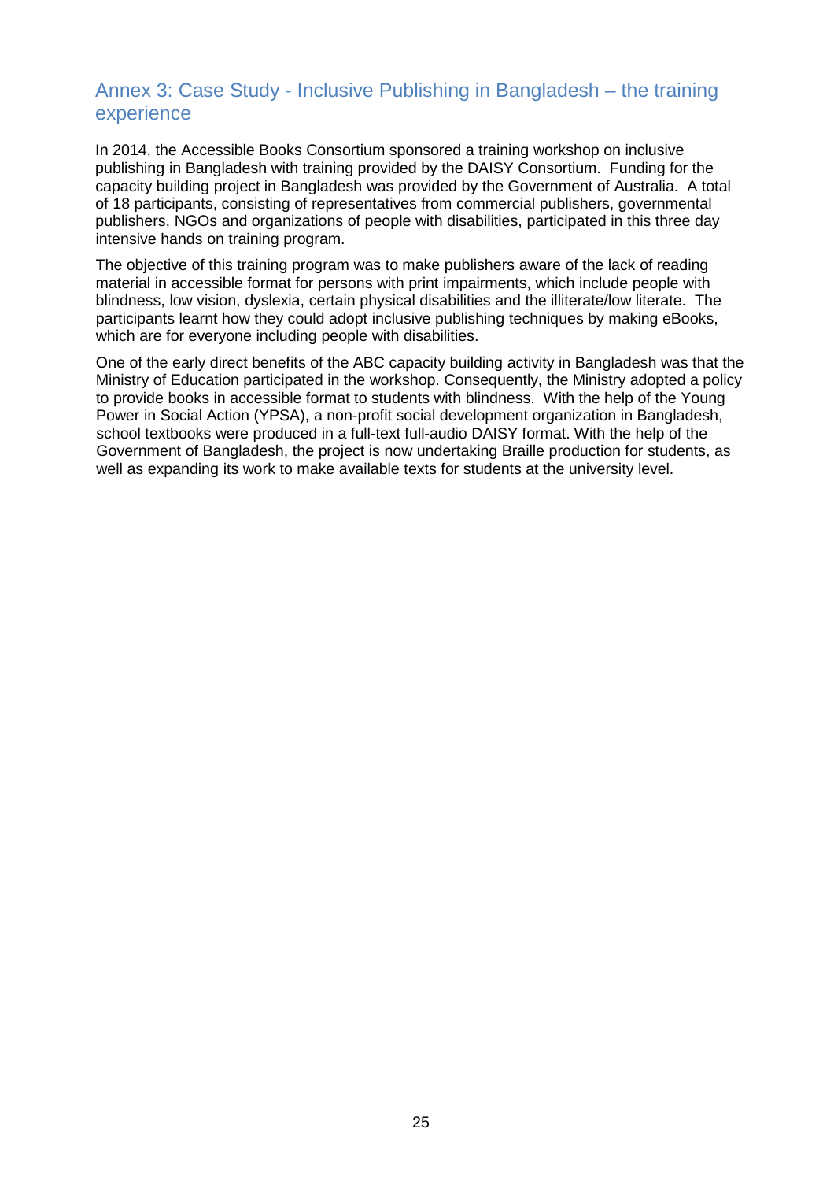## Annex 3: Case Study - Inclusive Publishing in Bangladesh – the training experience

In 2014, the Accessible Books Consortium sponsored a training workshop on inclusive publishing in Bangladesh with training provided by the DAISY Consortium. Funding for the capacity building project in Bangladesh was provided by the Government of Australia. A total of 18 participants, consisting of representatives from commercial publishers, governmental publishers, NGOs and organizations of people with disabilities, participated in this three day intensive hands on training program.

The objective of this training program was to make publishers aware of the lack of reading material in accessible format for persons with print impairments, which include people with blindness, low vision, dyslexia, certain physical disabilities and the illiterate/low literate. The participants learnt how they could adopt inclusive publishing techniques by making eBooks, which are for everyone including people with disabilities.

One of the early direct benefits of the ABC capacity building activity in Bangladesh was that the Ministry of Education participated in the workshop. Consequently, the Ministry adopted a policy to provide books in accessible format to students with blindness. With the help of the Young Power in Social Action (YPSA), a non-profit social development organization in Bangladesh, school textbooks were produced in a full-text full-audio DAISY format. With the help of the Government of Bangladesh, the project is now undertaking Braille production for students, as well as expanding its work to make available texts for students at the university level.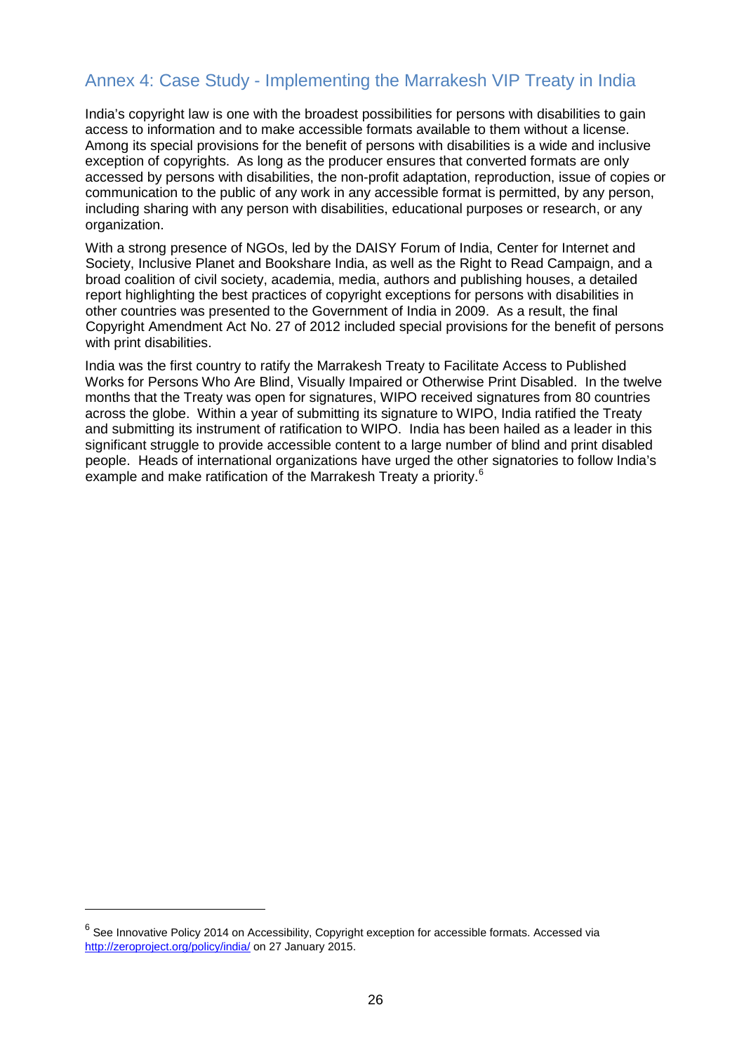## Annex 4: Case Study - Implementing the Marrakesh VIP Treaty in India

India's copyright law is one with the broadest possibilities for persons with disabilities to gain access to information and to make accessible formats available to them without a license. Among its special provisions for the benefit of persons with disabilities is a wide and inclusive exception of copyrights. As long as the producer ensures that converted formats are only accessed by persons with disabilities, the non-profit adaptation, reproduction, issue of copies or communication to the public of any work in any accessible format is permitted, by any person, including sharing with any person with disabilities, educational purposes or research, or any organization.

With a strong presence of NGOs, led by the DAISY Forum of India, Center for Internet and Society, Inclusive Planet and Bookshare India, as well as the Right to Read Campaign, and a broad coalition of civil society, academia, media, authors and publishing houses, a detailed report highlighting the best practices of copyright exceptions for persons with disabilities in other countries was presented to the Government of India in 2009. As a result, the final Copyright Amendment Act No. 27 of 2012 included special provisions for the benefit of persons with print disabilities.

India was the first country to ratify the Marrakesh Treaty to Facilitate Access to Published Works for Persons Who Are Blind, Visually Impaired or Otherwise Print Disabled. In the twelve months that the Treaty was open for signatures, WIPO received signatures from 80 countries across the globe. Within a year of submitting its signature to WIPO, India ratified the Treaty and submitting its instrument of ratification to WIPO. India has been hailed as a leader in this significant struggle to provide accessible content to a large number of blind and print disabled people. Heads of international organizations have urged the other signatories to follow India's example and make ratification of the Marrakesh Treaty a priority.[6]

---

[6] See Innovative Policy 2014 on Accessibility, Copyright exception for accessible formats. Accessed via http://zeroproject.org/policy/india/ on 27 January 2015.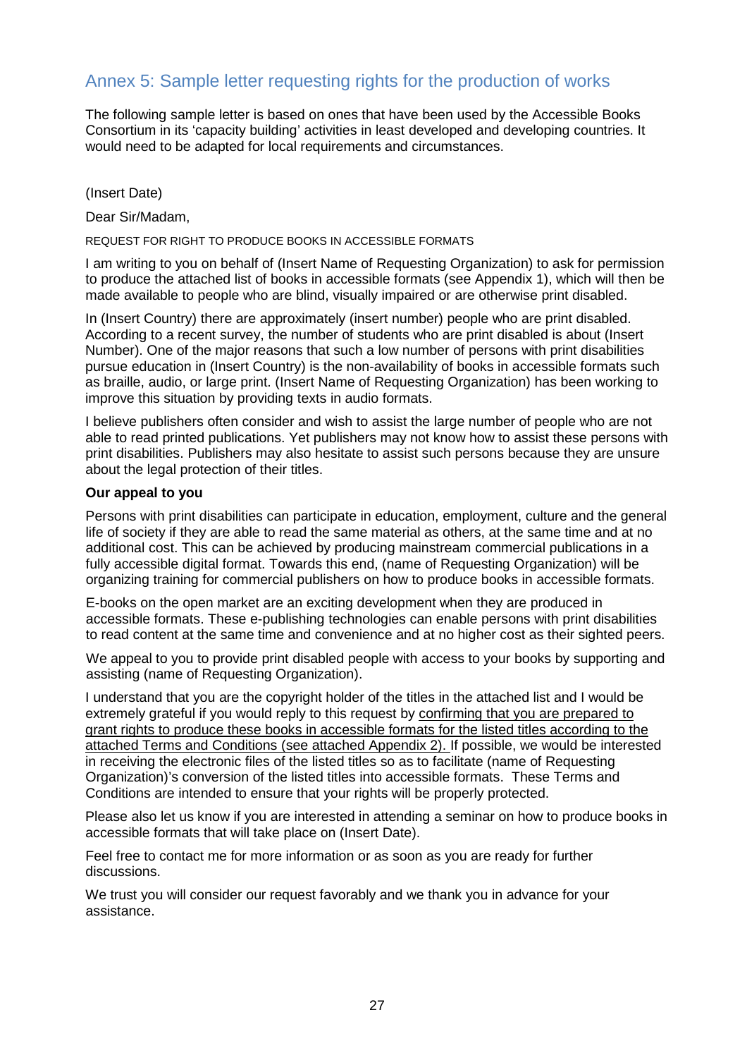## Annex 5: Sample letter requesting rights for the production of works

The following sample letter is based on ones that have been used by the Accessible Books Consortium in its 'capacity building' activities in least developed and developing countries. It would need to be adapted for local requirements and circumstances.

(Insert Date)

Dear Sir/Madam,

REQUEST FOR RIGHT TO PRODUCE BOOKS IN ACCESSIBLE FORMATS

I am writing to you on behalf of (Insert Name of Requesting Organization) to ask for permission to produce the attached list of books in accessible formats (see Appendix 1), which will then be made available to people who are blind, visually impaired or are otherwise print disabled.

In (Insert Country) there are approximately (insert number) people who are print disabled. According to a recent survey, the number of students who are print disabled is about (Insert Number). One of the major reasons that such a low number of persons with print disabilities pursue education in (Insert Country) is the non-availability of books in accessible formats such as braille, audio, or large print. (Insert Name of Requesting Organization) has been working to improve this situation by providing texts in audio formats.

I believe publishers often consider and wish to assist the large number of people who are not able to read printed publications. Yet publishers may not know how to assist these persons with print disabilities. Publishers may also hesitate to assist such persons because they are unsure about the legal protection of their titles.

**Our appeal to you**

Persons with print disabilities can participate in education, employment, culture and the general life of society if they are able to read the same material as others, at the same time and at no additional cost. This can be achieved by producing mainstream commercial publications in a fully accessible digital format. Towards this end, (name of Requesting Organization) will be organizing training for commercial publishers on how to produce books in accessible formats.

E-books on the open market are an exciting development when they are produced in accessible formats. These e-publishing technologies can enable persons with print disabilities to read content at the same time and convenience and at no higher cost as their sighted peers.

We appeal to you to provide print disabled people with access to your books by supporting and assisting (name of Requesting Organization).

I understand that you are the copyright holder of the titles in the attached list and I would be extremely grateful if you would reply to this request by <u>confirming that you are prepared to grant rights to produce these books in accessible formats for the listed titles according to the attached Terms and Conditions (see attached Appendix 2).</u> If possible, we would be interested in receiving the electronic files of the listed titles so as to facilitate (name of Requesting Organization)'s conversion of the listed titles into accessible formats. These Terms and Conditions are intended to ensure that your rights will be properly protected.

Please also let us know if you are interested in attending a seminar on how to produce books in accessible formats that will take place on (Insert Date).

Feel free to contact me for more information or as soon as you are ready for further discussions.

We trust you will consider our request favorably and we thank you in advance for your assistance.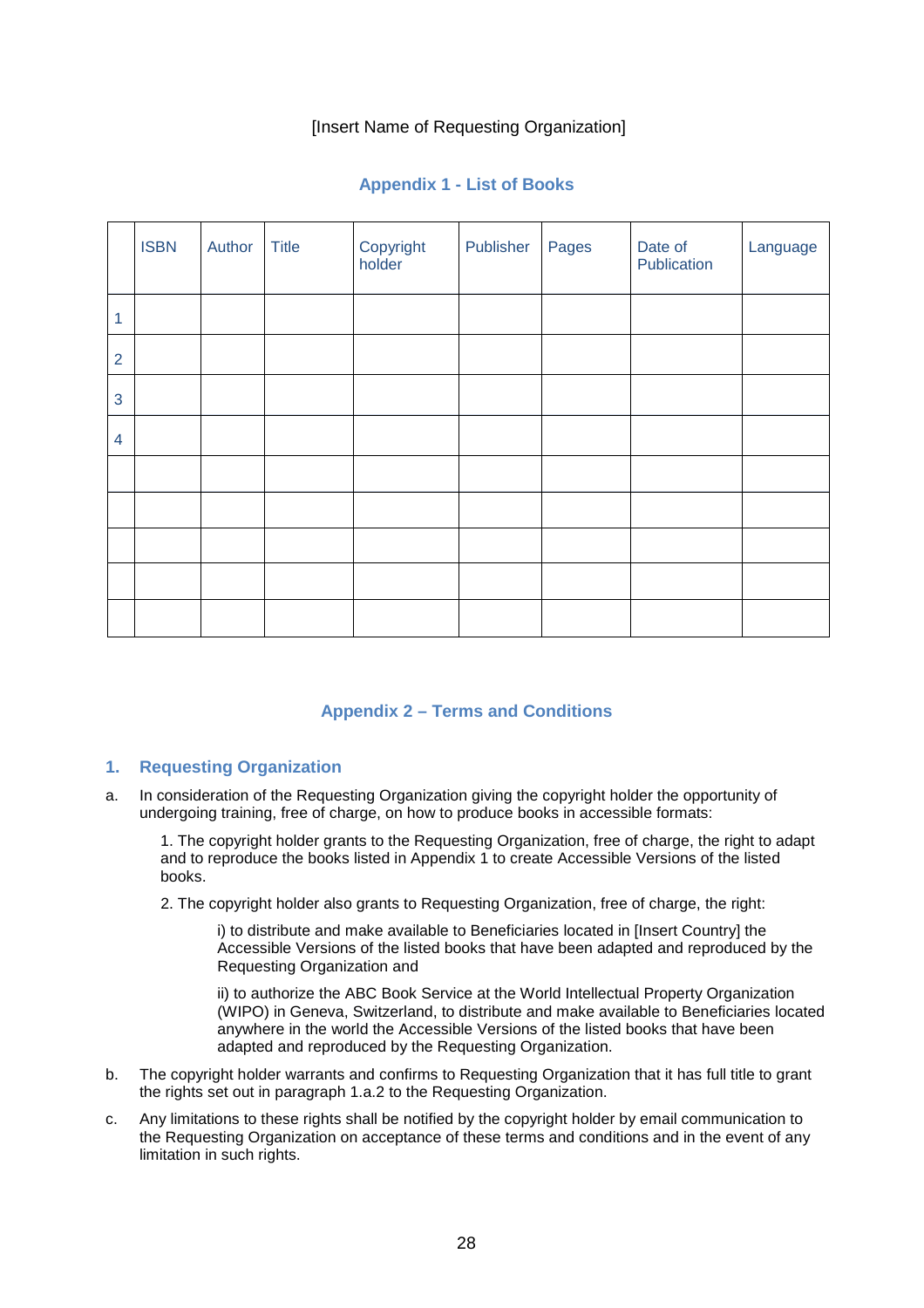[Insert Name of Requesting Organization]

## Appendix 1 - List of Books

| | ISBN | Author | Title | Copyright holder | Publisher | Pages | Date of Publication | Language |
|---|---|---|---|---|---|---|---|---|
| 1 | | | | | | | | |
| 2 | | | | | | | | |
| 3 | | | | | | | | |
| 4 | | | | | | | | |
| | | | | | | | | |
| | | | | | | | | |
| | | | | | | | | |
| | | | | | | | | |
| | | | | | | | | |

## Appendix 2 – Terms and Conditions

### 1. Requesting Organization

a. In consideration of the Requesting Organization giving the copyright holder the opportunity of undergoing training, free of charge, on how to produce books in accessible formats:

   1. The copyright holder grants to the Requesting Organization, free of charge, the right to adapt and to reproduce the books listed in Appendix 1 to create Accessible Versions of the listed books.

   2. The copyright holder also grants to Requesting Organization, free of charge, the right:

      i) to distribute and make available to Beneficiaries located in [Insert Country] the Accessible Versions of the listed books that have been adapted and reproduced by the Requesting Organization and

      ii) to authorize the ABC Book Service at the World Intellectual Property Organization (WIPO) in Geneva, Switzerland, to distribute and make available to Beneficiaries located anywhere in the world the Accessible Versions of the listed books that have been adapted and reproduced by the Requesting Organization.

b. The copyright holder warrants and confirms to Requesting Organization that it has full title to grant the rights set out in paragraph 1.a.2 to the Requesting Organization.

c. Any limitations to these rights shall be notified by the copyright holder by email communication to the Requesting Organization on acceptance of these terms and conditions and in the event of any limitation in such rights.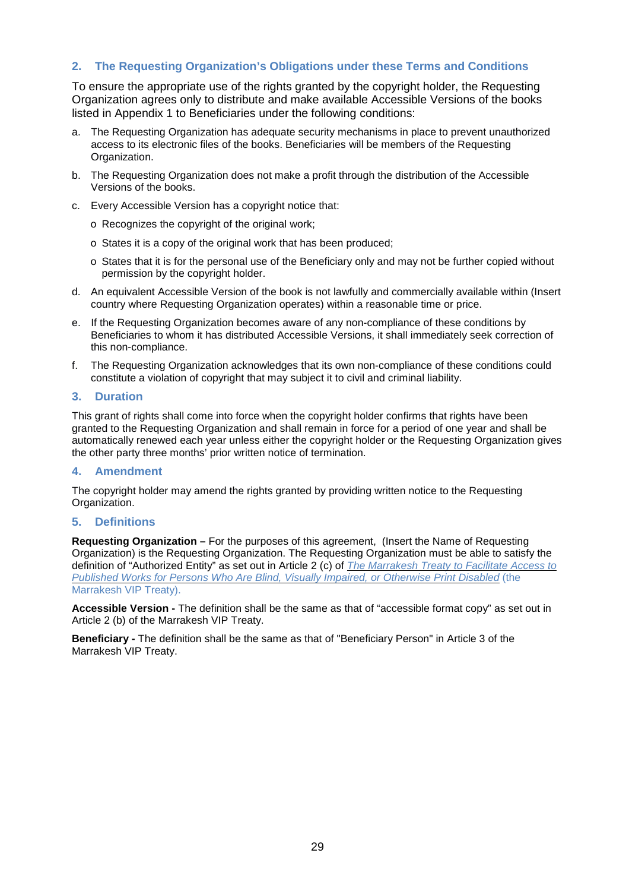## 2. The Requesting Organization's Obligations under these Terms and Conditions

To ensure the appropriate use of the rights granted by the copyright holder, the Requesting Organization agrees only to distribute and make available Accessible Versions of the books listed in Appendix 1 to Beneficiaries under the following conditions:

a. The Requesting Organization has adequate security mechanisms in place to prevent unauthorized access to its electronic files of the books. Beneficiaries will be members of the Requesting Organization.

b. The Requesting Organization does not make a profit through the distribution of the Accessible Versions of the books.

c. Every Accessible Version has a copyright notice that:

   - Recognizes the copyright of the original work;
   - States it is a copy of the original work that has been produced;
   - States that it is for the personal use of the Beneficiary only and may not be further copied without permission by the copyright holder.

d. An equivalent Accessible Version of the book is not lawfully and commercially available within (Insert country where Requesting Organization operates) within a reasonable time or price.

e. If the Requesting Organization becomes aware of any non-compliance of these conditions by Beneficiaries to whom it has distributed Accessible Versions, it shall immediately seek correction of this non-compliance.

f. The Requesting Organization acknowledges that its own non-compliance of these conditions could constitute a violation of copyright that may subject it to civil and criminal liability.

## 3. Duration

This grant of rights shall come into force when the copyright holder confirms that rights have been granted to the Requesting Organization and shall remain in force for a period of one year and shall be automatically renewed each year unless either the copyright holder or the Requesting Organization gives the other party three months' prior written notice of termination.

## 4. Amendment

The copyright holder may amend the rights granted by providing written notice to the Requesting Organization.

## 5. Definitions

**Requesting Organization –** For the purposes of this agreement, (Insert the Name of Requesting Organization) is the Requesting Organization. The Requesting Organization must be able to satisfy the definition of "Authorized Entity" as set out in Article 2 (c) of *The Marrakesh Treaty to Facilitate Access to Published Works for Persons Who Are Blind, Visually Impaired, or Otherwise Print Disabled* (the Marrakesh VIP Treaty).

**Accessible Version -** The definition shall be the same as that of "accessible format copy" as set out in Article 2 (b) of the Marrakesh VIP Treaty.

**Beneficiary -** The definition shall be the same as that of "Beneficiary Person" in Article 3 of the Marrakesh VIP Treaty.